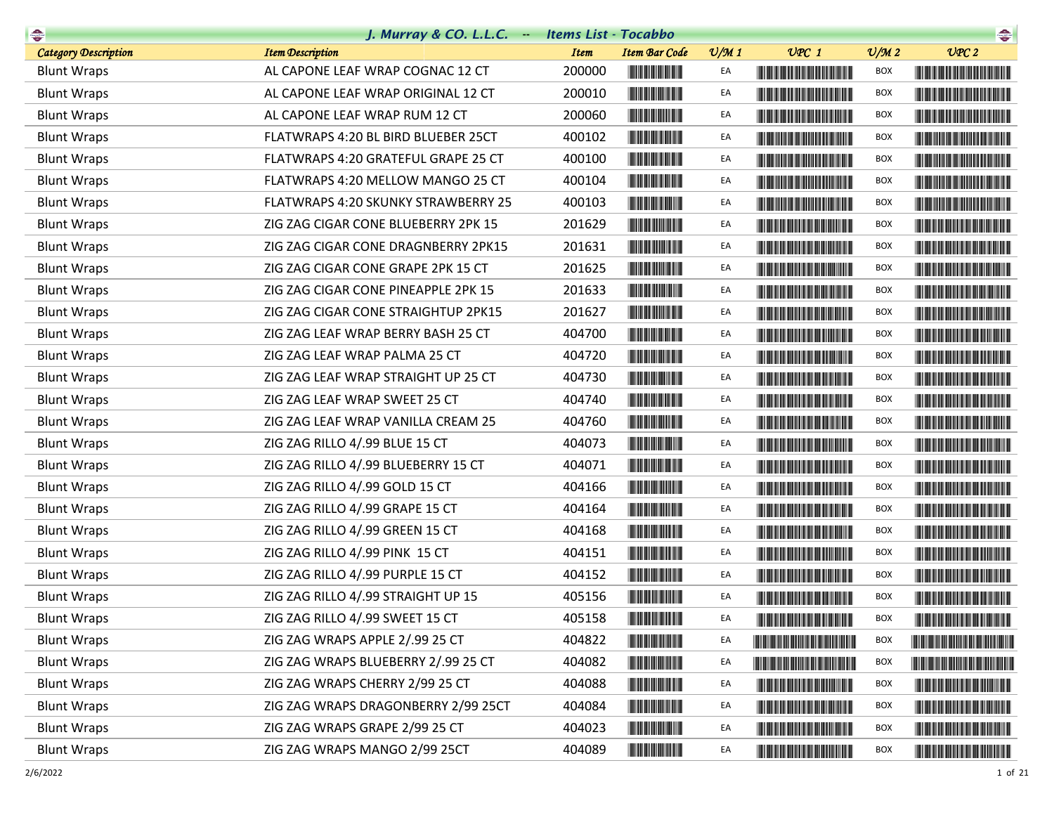# J. Murray & CO. L.L.C. -- Items List - Tocabbo

| Category Description | Item Description | Item | Item Bar Code | U/M 1 | UPC 1 | U/M 2 | UPC 2 |
|---|---|---|---|---|---|---|---|
| Blunt Wraps | AL CAPONE LEAF WRAP COGNAC 12 CT | 200000 | | EA | | BOX | |
| Blunt Wraps | AL CAPONE LEAF WRAP ORIGINAL 12 CT | 200010 | | EA | | BOX | |
| Blunt Wraps | AL CAPONE LEAF WRAP RUM 12 CT | 200060 | | EA | | BOX | |
| Blunt Wraps | FLATWRAPS 4:20 BL BIRD BLUEBER 25CT | 400102 | | EA | | BOX | |
| Blunt Wraps | FLATWRAPS 4:20 GRATEFUL GRAPE 25 CT | 400100 | | EA | | BOX | |
| Blunt Wraps | FLATWRAPS 4:20 MELLOW MANGO 25 CT | 400104 | | EA | | BOX | |
| Blunt Wraps | FLATWRAPS 4:20 SKUNKY STRAWBERRY 25 | 400103 | | EA | | BOX | |
| Blunt Wraps | ZIG ZAG CIGAR CONE BLUEBERRY 2PK 15 | 201629 | | EA | | BOX | |
| Blunt Wraps | ZIG ZAG CIGAR CONE DRAGNBERRY 2PK15 | 201631 | | EA | | BOX | |
| Blunt Wraps | ZIG ZAG CIGAR CONE GRAPE 2PK 15 CT | 201625 | | EA | | BOX | |
| Blunt Wraps | ZIG ZAG CIGAR CONE PINEAPPLE 2PK 15 | 201633 | | EA | | BOX | |
| Blunt Wraps | ZIG ZAG CIGAR CONE STRAIGHTUP 2PK15 | 201627 | | EA | | BOX | |
| Blunt Wraps | ZIG ZAG LEAF WRAP BERRY BASH 25 CT | 404700 | | EA | | BOX | |
| Blunt Wraps | ZIG ZAG LEAF WRAP PALMA 25 CT | 404720 | | EA | | BOX | |
| Blunt Wraps | ZIG ZAG LEAF WRAP STRAIGHT UP 25 CT | 404730 | | EA | | BOX | |
| Blunt Wraps | ZIG ZAG LEAF WRAP SWEET 25 CT | 404740 | | EA | | BOX | |
| Blunt Wraps | ZIG ZAG LEAF WRAP VANILLA CREAM 25 | 404760 | | EA | | BOX | |
| Blunt Wraps | ZIG ZAG RILLO 4/.99 BLUE 15 CT | 404073 | | EA | | BOX | |
| Blunt Wraps | ZIG ZAG RILLO 4/.99 BLUEBERRY 15 CT | 404071 | | EA | | BOX | |
| Blunt Wraps | ZIG ZAG RILLO 4/.99 GOLD 15 CT | 404166 | | EA | | BOX | |
| Blunt Wraps | ZIG ZAG RILLO 4/.99 GRAPE 15 CT | 404164 | | EA | | BOX | |
| Blunt Wraps | ZIG ZAG RILLO 4/.99 GREEN 15 CT | 404168 | | EA | | BOX | |
| Blunt Wraps | ZIG ZAG RILLO 4/.99 PINK 15 CT | 404151 | | EA | | BOX | |
| Blunt Wraps | ZIG ZAG RILLO 4/.99 PURPLE 15 CT | 404152 | | EA | | BOX | |
| Blunt Wraps | ZIG ZAG RILLO 4/.99 STRAIGHT UP 15 | 405156 | | EA | | BOX | |
| Blunt Wraps | ZIG ZAG RILLO 4/.99 SWEET 15 CT | 405158 | | EA | | BOX | |
| Blunt Wraps | ZIG ZAG WRAPS APPLE 2/.99 25 CT | 404822 | | EA | | BOX | |
| Blunt Wraps | ZIG ZAG WRAPS BLUEBERRY 2/.99 25 CT | 404082 | | EA | | BOX | |
| Blunt Wraps | ZIG ZAG WRAPS CHERRY 2/99 25 CT | 404088 | | EA | | BOX | |
| Blunt Wraps | ZIG ZAG WRAPS DRAGONBERRY 2/99 25CT | 404084 | | EA | | BOX | |
| Blunt Wraps | ZIG ZAG WRAPS GRAPE 2/99 25 CT | 404023 | | EA | | BOX | |
| Blunt Wraps | ZIG ZAG WRAPS MANGO 2/99 25CT | 404089 | | EA | | BOX | |

2/6/2022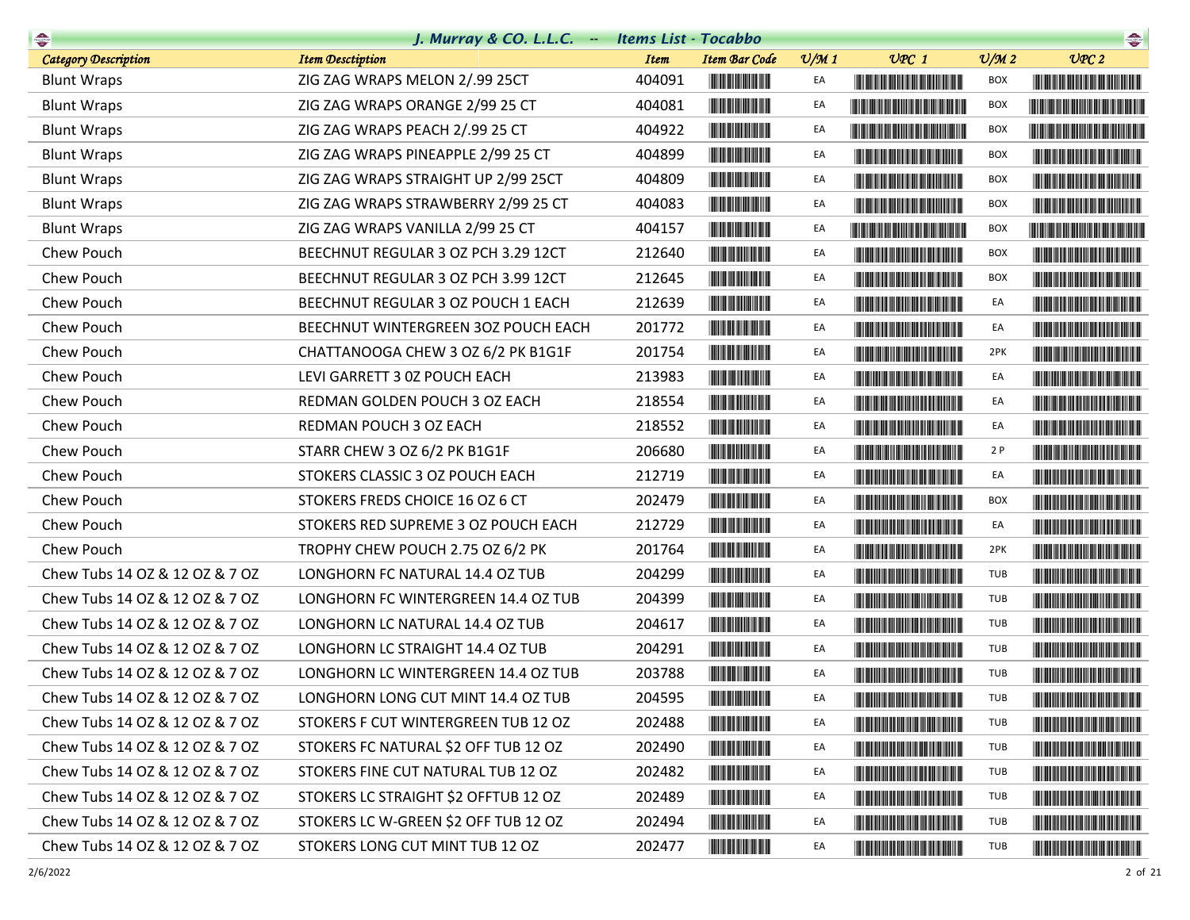# J. Murray & CO. L.L.C. -- Items List - Tocabbo

| Category Description | Item Desctiption | Item | Item Bar Code | U/M 1 | UPC 1 | U/M 2 | UPC 2 |
|---|---|---|---|---|---|---|---|
| Blunt Wraps | ZIG ZAG WRAPS MELON 2/.99 25CT | 404091 | | EA | | BOX | |
| Blunt Wraps | ZIG ZAG WRAPS ORANGE 2/99 25 CT | 404081 | | EA | | BOX | |
| Blunt Wraps | ZIG ZAG WRAPS PEACH 2/.99 25 CT | 404922 | | EA | | BOX | |
| Blunt Wraps | ZIG ZAG WRAPS PINEAPPLE 2/99 25 CT | 404899 | | EA | | BOX | |
| Blunt Wraps | ZIG ZAG WRAPS STRAIGHT UP 2/99 25CT | 404809 | | EA | | BOX | |
| Blunt Wraps | ZIG ZAG WRAPS STRAWBERRY 2/99 25 CT | 404083 | | EA | | BOX | |
| Blunt Wraps | ZIG ZAG WRAPS VANILLA 2/99 25 CT | 404157 | | EA | | BOX | |
| Chew Pouch | BEECHNUT REGULAR 3 OZ PCH 3.29 12CT | 212640 | | EA | | BOX | |
| Chew Pouch | BEECHNUT REGULAR 3 OZ PCH 3.99 12CT | 212645 | | EA | | BOX | |
| Chew Pouch | BEECHNUT REGULAR 3 OZ POUCH 1 EACH | 212639 | | EA | | EA | |
| Chew Pouch | BEECHNUT WINTERGREEN 3OZ POUCH EACH | 201772 | | EA | | EA | |
| Chew Pouch | CHATTANOOGA CHEW 3 OZ 6/2 PK B1G1F | 201754 | | EA | | 2PK | |
| Chew Pouch | LEVI GARRETT 3 0Z POUCH EACH | 213983 | | EA | | EA | |
| Chew Pouch | REDMAN GOLDEN POUCH 3 OZ EACH | 218554 | | EA | | EA | |
| Chew Pouch | REDMAN POUCH 3 OZ EACH | 218552 | | EA | | EA | |
| Chew Pouch | STARR CHEW 3 OZ 6/2 PK B1G1F | 206680 | | EA | | 2 P | |
| Chew Pouch | STOKERS CLASSIC 3 OZ POUCH EACH | 212719 | | EA | | EA | |
| Chew Pouch | STOKERS FREDS CHOICE 16 OZ 6 CT | 202479 | | EA | | BOX | |
| Chew Pouch | STOKERS RED SUPREME 3 OZ POUCH EACH | 212729 | | EA | | EA | |
| Chew Pouch | TROPHY CHEW POUCH 2.75 OZ 6/2 PK | 201764 | | EA | | 2PK | |
| Chew Tubs 14 OZ & 12 OZ & 7 OZ | LONGHORN FC NATURAL 14.4 OZ TUB | 204299 | | EA | | TUB | |
| Chew Tubs 14 OZ & 12 OZ & 7 OZ | LONGHORN FC WINTERGREEN 14.4 OZ TUB | 204399 | | EA | | TUB | |
| Chew Tubs 14 OZ & 12 OZ & 7 OZ | LONGHORN LC NATURAL 14.4 OZ TUB | 204617 | | EA | | TUB | |
| Chew Tubs 14 OZ & 12 OZ & 7 OZ | LONGHORN LC STRAIGHT 14.4 OZ TUB | 204291 | | EA | | TUB | |
| Chew Tubs 14 OZ & 12 OZ & 7 OZ | LONGHORN LC WINTERGREEN 14.4 OZ TUB | 203788 | | EA | | TUB | |
| Chew Tubs 14 OZ & 12 OZ & 7 OZ | LONGHORN LONG CUT MINT 14.4 OZ TUB | 204595 | | EA | | TUB | |
| Chew Tubs 14 OZ & 12 OZ & 7 OZ | STOKERS F CUT WINTERGREEN TUB 12 OZ | 202488 | | EA | | TUB | |
| Chew Tubs 14 OZ & 12 OZ & 7 OZ | STOKERS FC NATURAL $2 OFF TUB 12 OZ | 202490 | | EA | | TUB | |
| Chew Tubs 14 OZ & 12 OZ & 7 OZ | STOKERS FINE CUT NATURAL TUB 12 OZ | 202482 | | EA | | TUB | |
| Chew Tubs 14 OZ & 12 OZ & 7 OZ | STOKERS LC STRAIGHT $2 OFFTUB 12 OZ | 202489 | | EA | | TUB | |
| Chew Tubs 14 OZ & 12 OZ & 7 OZ | STOKERS LC W-GREEN $2 OFF TUB 12 OZ | 202494 | | EA | | TUB | |
| Chew Tubs 14 OZ & 12 OZ & 7 OZ | STOKERS LONG CUT MINT TUB 12 OZ | 202477 | | EA | | TUB | |

2/6/2022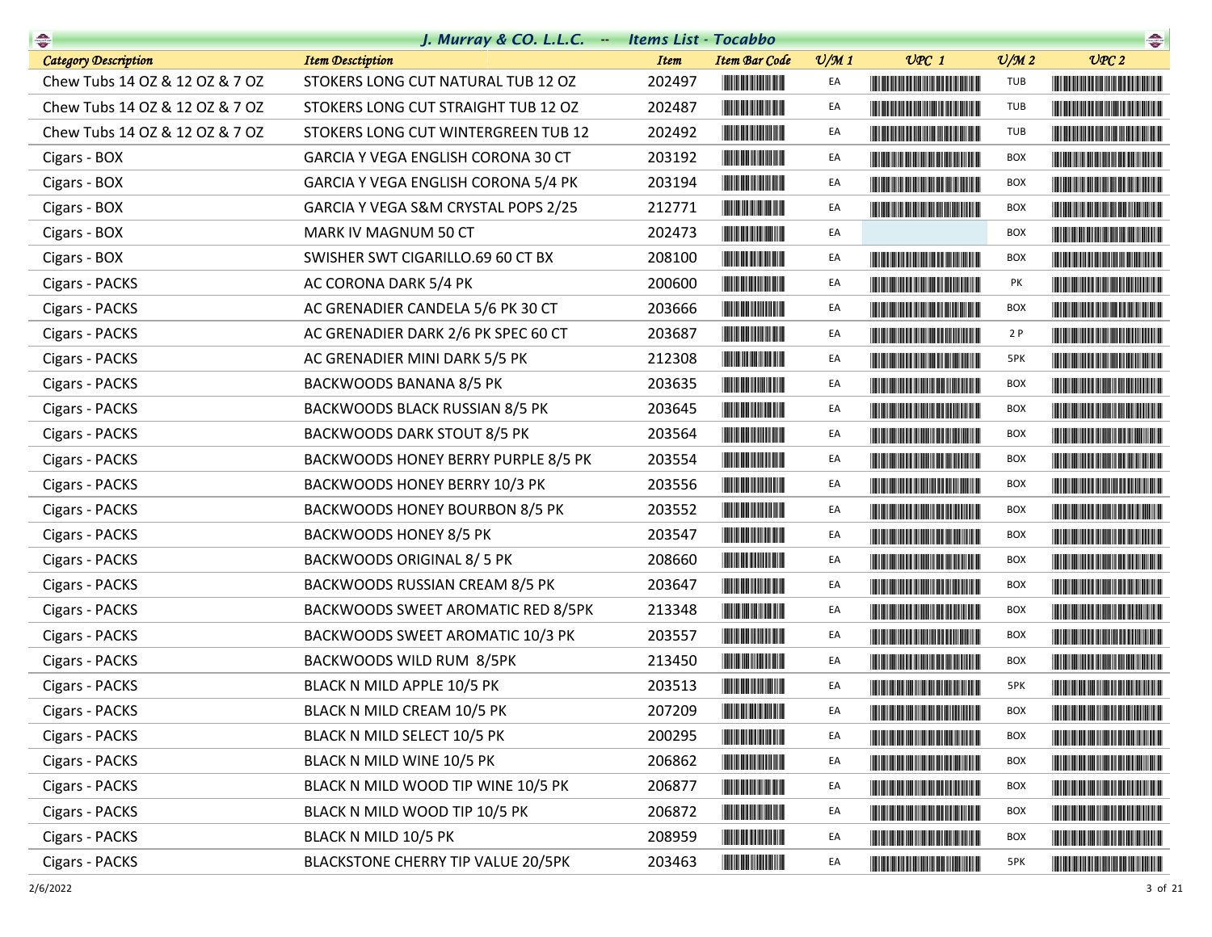# J. Murray & CO. L.L.C. -- Items List - Tocabbo

| Category Description | Item Desctiption | Item | Item Bar Code | U/M 1 | UPC 1 | U/M 2 | UPC 2 |
|---|---|---|---|---|---|---|---|
| Chew Tubs 14 OZ & 12 OZ & 7 OZ | STOKERS LONG CUT NATURAL TUB 12 OZ | 202497 | | EA | | TUB | |
| Chew Tubs 14 OZ & 12 OZ & 7 OZ | STOKERS LONG CUT STRAIGHT TUB 12 OZ | 202487 | | EA | | TUB | |
| Chew Tubs 14 OZ & 12 OZ & 7 OZ | STOKERS LONG CUT WINTERGREEN TUB 12 | 202492 | | EA | | TUB | |
| Cigars - BOX | GARCIA Y VEGA ENGLISH CORONA 30 CT | 203192 | | EA | | BOX | |
| Cigars - BOX | GARCIA Y VEGA ENGLISH CORONA 5/4 PK | 203194 | | EA | | BOX | |
| Cigars - BOX | GARCIA Y VEGA S&M CRYSTAL POPS 2/25 | 212771 | | EA | | BOX | |
| Cigars - BOX | MARK IV MAGNUM 50 CT | 202473 | | EA | | BOX | |
| Cigars - BOX | SWISHER SWT CIGARILLO.69 60 CT BX | 208100 | | EA | | BOX | |
| Cigars - PACKS | AC CORONA DARK 5/4 PK | 200600 | | EA | | PK | |
| Cigars - PACKS | AC GRENADIER CANDELA 5/6 PK 30 CT | 203666 | | EA | | BOX | |
| Cigars - PACKS | AC GRENADIER DARK 2/6 PK SPEC 60 CT | 203687 | | EA | | 2 P | |
| Cigars - PACKS | AC GRENADIER MINI DARK 5/5 PK | 212308 | | EA | | 5PK | |
| Cigars - PACKS | BACKWOODS BANANA 8/5 PK | 203635 | | EA | | BOX | |
| Cigars - PACKS | BACKWOODS BLACK RUSSIAN 8/5 PK | 203645 | | EA | | BOX | |
| Cigars - PACKS | BACKWOODS DARK STOUT 8/5 PK | 203564 | | EA | | BOX | |
| Cigars - PACKS | BACKWOODS HONEY BERRY PURPLE 8/5 PK | 203554 | | EA | | BOX | |
| Cigars - PACKS | BACKWOODS HONEY BERRY 10/3 PK | 203556 | | EA | | BOX | |
| Cigars - PACKS | BACKWOODS HONEY BOURBON 8/5 PK | 203552 | | EA | | BOX | |
| Cigars - PACKS | BACKWOODS HONEY 8/5 PK | 203547 | | EA | | BOX | |
| Cigars - PACKS | BACKWOODS ORIGINAL 8/ 5 PK | 208660 | | EA | | BOX | |
| Cigars - PACKS | BACKWOODS RUSSIAN CREAM 8/5 PK | 203647 | | EA | | BOX | |
| Cigars - PACKS | BACKWOODS SWEET AROMATIC RED 8/5PK | 213348 | | EA | | BOX | |
| Cigars - PACKS | BACKWOODS SWEET AROMATIC 10/3 PK | 203557 | | EA | | BOX | |
| Cigars - PACKS | BACKWOODS WILD RUM 8/5PK | 213450 | | EA | | BOX | |
| Cigars - PACKS | BLACK N MILD APPLE 10/5 PK | 203513 | | EA | | 5PK | |
| Cigars - PACKS | BLACK N MILD CREAM 10/5 PK | 207209 | | EA | | BOX | |
| Cigars - PACKS | BLACK N MILD SELECT 10/5 PK | 200295 | | EA | | BOX | |
| Cigars - PACKS | BLACK N MILD WINE 10/5 PK | 206862 | | EA | | BOX | |
| Cigars - PACKS | BLACK N MILD WOOD TIP WINE 10/5 PK | 206877 | | EA | | BOX | |
| Cigars - PACKS | BLACK N MILD WOOD TIP 10/5 PK | 206872 | | EA | | BOX | |
| Cigars - PACKS | BLACK N MILD 10/5 PK | 208959 | | EA | | BOX | |
| Cigars - PACKS | BLACKSTONE CHERRY TIP VALUE 20/5PK | 203463 | | EA | | 5PK | |

2/6/2022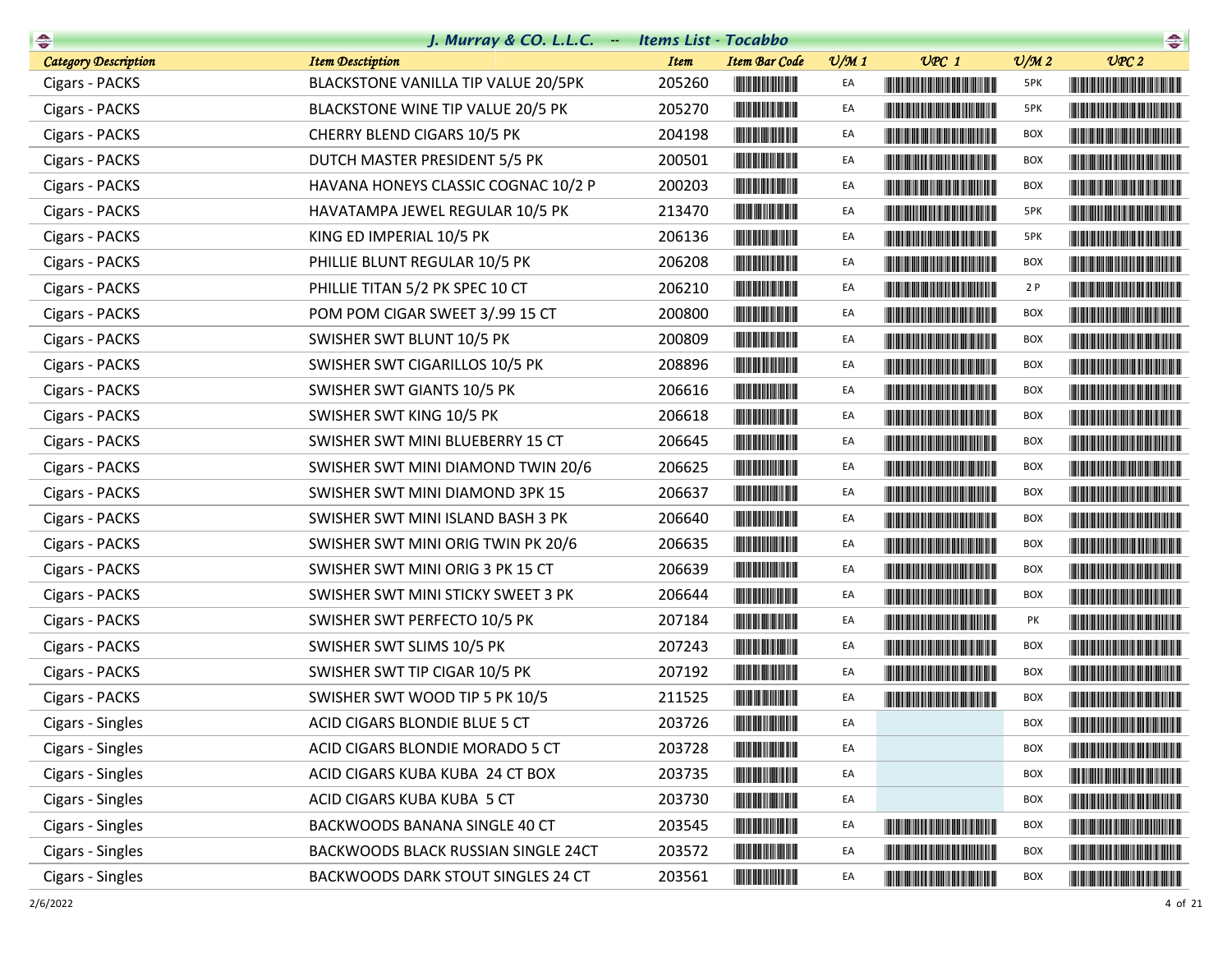## J. Murray & CO. L.L.C. -- Items List - Tocabbo

| Category Description | Item Desctiption | Item | Item Bar Code | U/M 1 | UPC 1 | U/M 2 | UPC 2 |
|---|---|---|---|---|---|---|---|
| Cigars - PACKS | BLACKSTONE VANILLA TIP VALUE 20/5PK | 205260 | | EA | | 5PK | |
| Cigars - PACKS | BLACKSTONE WINE TIP VALUE 20/5 PK | 205270 | | EA | | 5PK | |
| Cigars - PACKS | CHERRY BLEND CIGARS 10/5 PK | 204198 | | EA | | BOX | |
| Cigars - PACKS | DUTCH MASTER PRESIDENT 5/5 PK | 200501 | | EA | | BOX | |
| Cigars - PACKS | HAVANA HONEYS CLASSIC COGNAC 10/2 P | 200203 | | EA | | BOX | |
| Cigars - PACKS | HAVATAMPA JEWEL REGULAR 10/5 PK | 213470 | | EA | | 5PK | |
| Cigars - PACKS | KING ED IMPERIAL 10/5 PK | 206136 | | EA | | 5PK | |
| Cigars - PACKS | PHILLIE BLUNT REGULAR 10/5 PK | 206208 | | EA | | BOX | |
| Cigars - PACKS | PHILLIE TITAN 5/2 PK SPEC 10 CT | 206210 | | EA | | 2 P | |
| Cigars - PACKS | POM POM CIGAR SWEET 3/.99 15 CT | 200800 | | EA | | BOX | |
| Cigars - PACKS | SWISHER SWT BLUNT 10/5 PK | 200809 | | EA | | BOX | |
| Cigars - PACKS | SWISHER SWT CIGARILLOS 10/5 PK | 208896 | | EA | | BOX | |
| Cigars - PACKS | SWISHER SWT GIANTS 10/5 PK | 206616 | | EA | | BOX | |
| Cigars - PACKS | SWISHER SWT KING 10/5 PK | 206618 | | EA | | BOX | |
| Cigars - PACKS | SWISHER SWT MINI BLUEBERRY 15 CT | 206645 | | EA | | BOX | |
| Cigars - PACKS | SWISHER SWT MINI DIAMOND TWIN 20/6 | 206625 | | EA | | BOX | |
| Cigars - PACKS | SWISHER SWT MINI DIAMOND 3PK 15 | 206637 | | EA | | BOX | |
| Cigars - PACKS | SWISHER SWT MINI ISLAND BASH 3 PK | 206640 | | EA | | BOX | |
| Cigars - PACKS | SWISHER SWT MINI ORIG TWIN PK 20/6 | 206635 | | EA | | BOX | |
| Cigars - PACKS | SWISHER SWT MINI ORIG 3 PK 15 CT | 206639 | | EA | | BOX | |
| Cigars - PACKS | SWISHER SWT MINI STICKY SWEET 3 PK | 206644 | | EA | | BOX | |
| Cigars - PACKS | SWISHER SWT PERFECTO 10/5 PK | 207184 | | EA | | PK | |
| Cigars - PACKS | SWISHER SWT SLIMS 10/5 PK | 207243 | | EA | | BOX | |
| Cigars - PACKS | SWISHER SWT TIP CIGAR 10/5 PK | 207192 | | EA | | BOX | |
| Cigars - PACKS | SWISHER SWT WOOD TIP 5 PK 10/5 | 211525 | | EA | | BOX | |
| Cigars - Singles | ACID CIGARS BLONDIE BLUE 5 CT | 203726 | | EA | | BOX | |
| Cigars - Singles | ACID CIGARS BLONDIE MORADO 5 CT | 203728 | | EA | | BOX | |
| Cigars - Singles | ACID CIGARS KUBA KUBA 24 CT BOX | 203735 | | EA | | BOX | |
| Cigars - Singles | ACID CIGARS KUBA KUBA 5 CT | 203730 | | EA | | BOX | |
| Cigars - Singles | BACKWOODS BANANA SINGLE 40 CT | 203545 | | EA | | BOX | |
| Cigars - Singles | BACKWOODS BLACK RUSSIAN SINGLE 24CT | 203572 | | EA | | BOX | |
| Cigars - Singles | BACKWOODS DARK STOUT SINGLES 24 CT | 203561 | | EA | | BOX | |

2/6/2022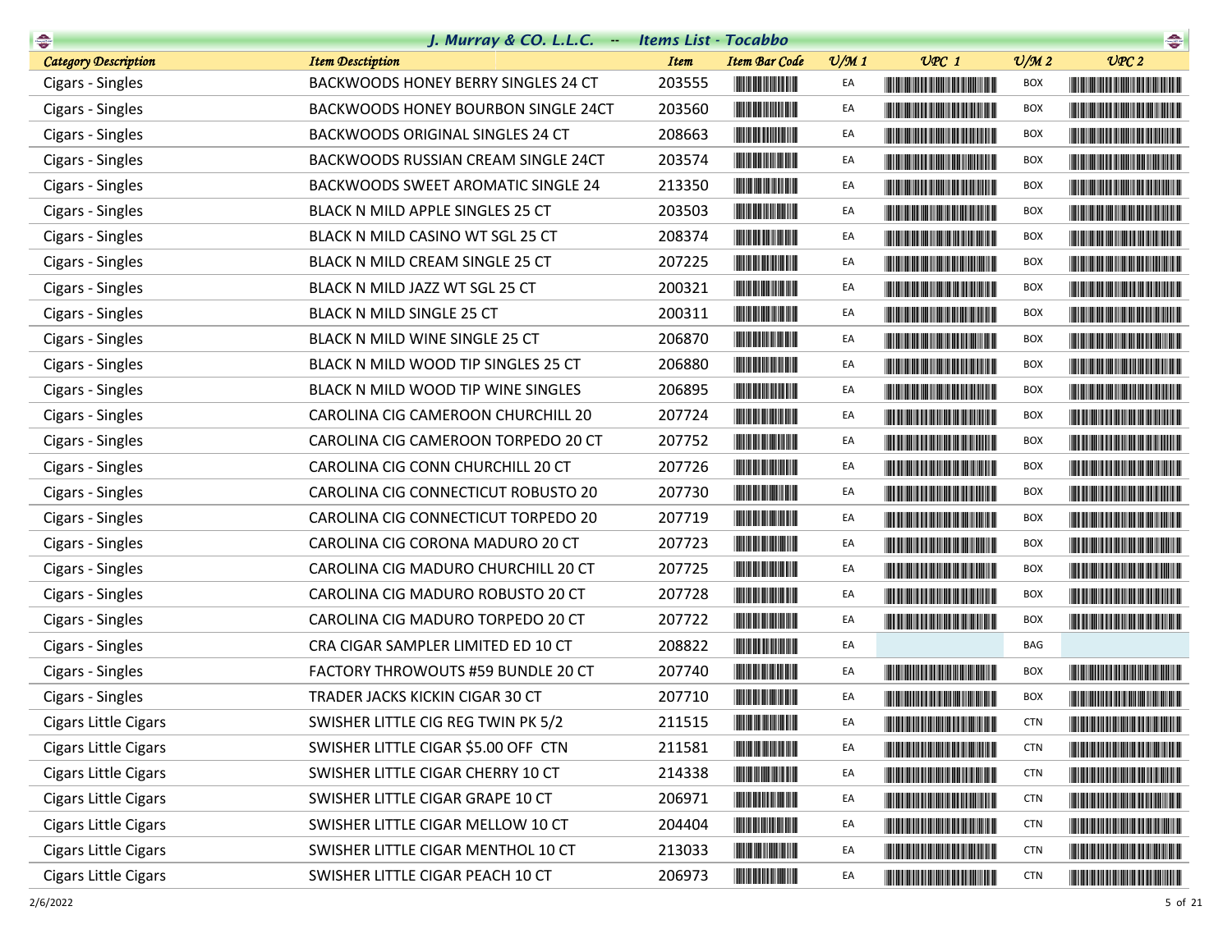## J. Murray & CO. L.L.C. -- Items List - Tocabbo

| Category Description | Item Desctiption | Item | Item Bar Code | U/M 1 | UPC 1 | U/M 2 | UPC 2 |
|---|---|---|---|---|---|---|---|
| Cigars - Singles | BACKWOODS HONEY BERRY SINGLES 24 CT | 203555 | | EA | | BOX | |
| Cigars - Singles | BACKWOODS HONEY BOURBON SINGLE 24CT | 203560 | | EA | | BOX | |
| Cigars - Singles | BACKWOODS ORIGINAL SINGLES 24 CT | 208663 | | EA | | BOX | |
| Cigars - Singles | BACKWOODS RUSSIAN CREAM SINGLE 24CT | 203574 | | EA | | BOX | |
| Cigars - Singles | BACKWOODS SWEET AROMATIC SINGLE 24 | 213350 | | EA | | BOX | |
| Cigars - Singles | BLACK N MILD APPLE SINGLES 25 CT | 203503 | | EA | | BOX | |
| Cigars - Singles | BLACK N MILD CASINO WT SGL 25 CT | 208374 | | EA | | BOX | |
| Cigars - Singles | BLACK N MILD CREAM SINGLE 25 CT | 207225 | | EA | | BOX | |
| Cigars - Singles | BLACK N MILD JAZZ WT SGL 25 CT | 200321 | | EA | | BOX | |
| Cigars - Singles | BLACK N MILD SINGLE 25 CT | 200311 | | EA | | BOX | |
| Cigars - Singles | BLACK N MILD WINE SINGLE 25 CT | 206870 | | EA | | BOX | |
| Cigars - Singles | BLACK N MILD WOOD TIP SINGLES 25 CT | 206880 | | EA | | BOX | |
| Cigars - Singles | BLACK N MILD WOOD TIP WINE SINGLES | 206895 | | EA | | BOX | |
| Cigars - Singles | CAROLINA CIG CAMEROON CHURCHILL 20 | 207724 | | EA | | BOX | |
| Cigars - Singles | CAROLINA CIG CAMEROON TORPEDO 20 CT | 207752 | | EA | | BOX | |
| Cigars - Singles | CAROLINA CIG CONN CHURCHILL 20 CT | 207726 | | EA | | BOX | |
| Cigars - Singles | CAROLINA CIG CONNECTICUT ROBUSTO 20 | 207730 | | EA | | BOX | |
| Cigars - Singles | CAROLINA CIG CONNECTICUT TORPEDO 20 | 207719 | | EA | | BOX | |
| Cigars - Singles | CAROLINA CIG CORONA MADURO 20 CT | 207723 | | EA | | BOX | |
| Cigars - Singles | CAROLINA CIG MADURO CHURCHILL 20 CT | 207725 | | EA | | BOX | |
| Cigars - Singles | CAROLINA CIG MADURO ROBUSTO 20 CT | 207728 | | EA | | BOX | |
| Cigars - Singles | CAROLINA CIG MADURO TORPEDO 20 CT | 207722 | | EA | | BOX | |
| Cigars - Singles | CRA CIGAR SAMPLER LIMITED ED 10 CT | 208822 | | EA | | BAG | |
| Cigars - Singles | FACTORY THROWOUTS #59 BUNDLE 20 CT | 207740 | | EA | | BOX | |
| Cigars - Singles | TRADER JACKS KICKIN CIGAR 30 CT | 207710 | | EA | | BOX | |
| Cigars Little Cigars | SWISHER LITTLE CIG REG TWIN PK 5/2 | 211515 | | EA | | CTN | |
| Cigars Little Cigars | SWISHER LITTLE CIGAR $5.00 OFF CTN | 211581 | | EA | | CTN | |
| Cigars Little Cigars | SWISHER LITTLE CIGAR CHERRY 10 CT | 214338 | | EA | | CTN | |
| Cigars Little Cigars | SWISHER LITTLE CIGAR GRAPE 10 CT | 206971 | | EA | | CTN | |
| Cigars Little Cigars | SWISHER LITTLE CIGAR MELLOW 10 CT | 204404 | | EA | | CTN | |
| Cigars Little Cigars | SWISHER LITTLE CIGAR MENTHOL 10 CT | 213033 | | EA | | CTN | |
| Cigars Little Cigars | SWISHER LITTLE CIGAR PEACH 10 CT | 206973 | | EA | | CTN | |

2/6/2022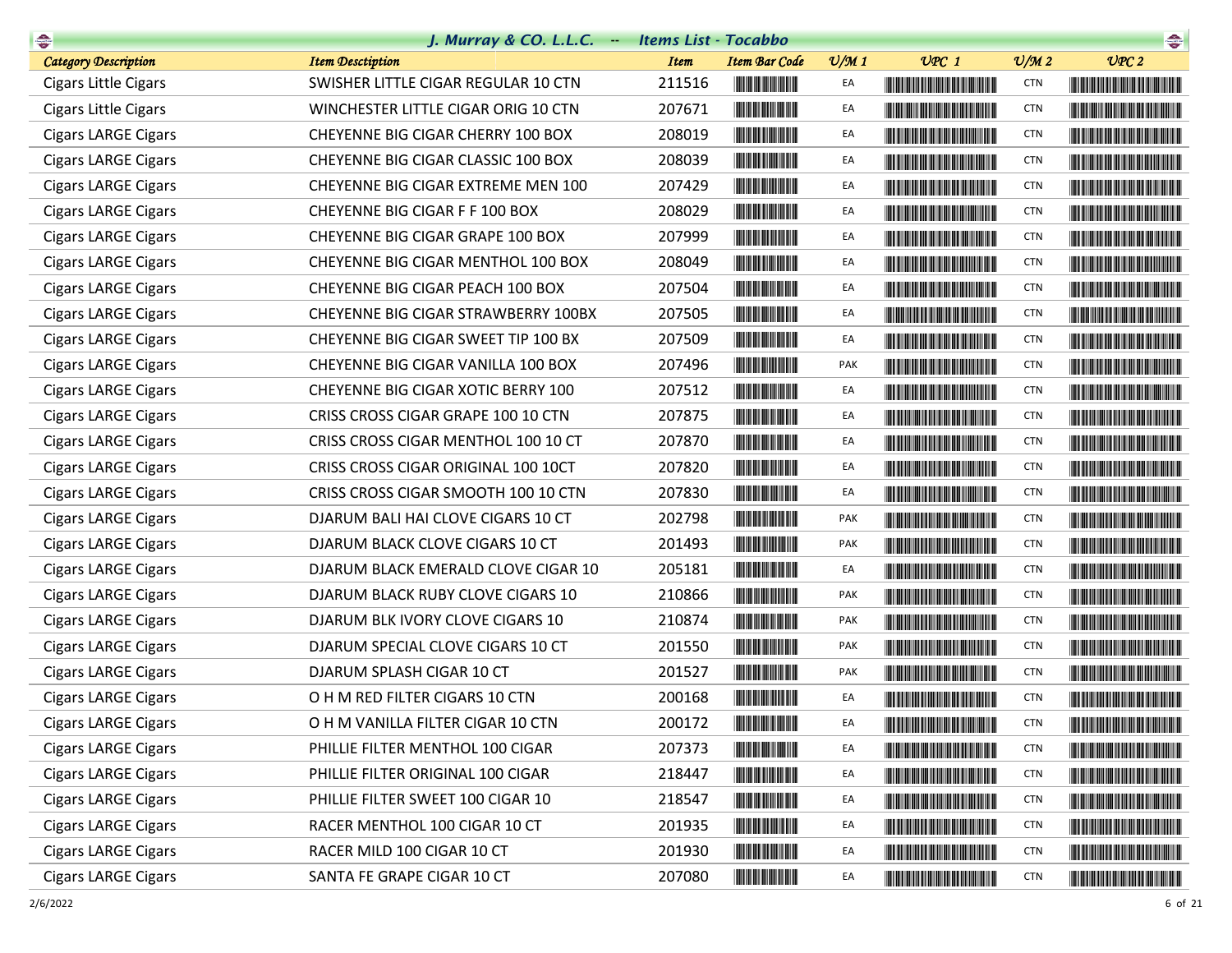# J. Murray & CO. L.L.C. -- Items List - Tocabbo

| Category Description | Item Desctiption | Item | Item Bar Code | U/M 1 | UPC 1 | U/M 2 | UPC 2 |
|---|---|---|---|---|---|---|---|
| Cigars Little Cigars | SWISHER LITTLE CIGAR REGULAR 10 CTN | 211516 | | EA | | CTN | |
| Cigars Little Cigars | WINCHESTER LITTLE CIGAR ORIG 10 CTN | 207671 | | EA | | CTN | |
| Cigars LARGE Cigars | CHEYENNE BIG CIGAR CHERRY 100 BOX | 208019 | | EA | | CTN | |
| Cigars LARGE Cigars | CHEYENNE BIG CIGAR CLASSIC 100 BOX | 208039 | | EA | | CTN | |
| Cigars LARGE Cigars | CHEYENNE BIG CIGAR EXTREME MEN 100 | 207429 | | EA | | CTN | |
| Cigars LARGE Cigars | CHEYENNE BIG CIGAR F F 100 BOX | 208029 | | EA | | CTN | |
| Cigars LARGE Cigars | CHEYENNE BIG CIGAR GRAPE 100 BOX | 207999 | | EA | | CTN | |
| Cigars LARGE Cigars | CHEYENNE BIG CIGAR MENTHOL 100 BOX | 208049 | | EA | | CTN | |
| Cigars LARGE Cigars | CHEYENNE BIG CIGAR PEACH 100 BOX | 207504 | | EA | | CTN | |
| Cigars LARGE Cigars | CHEYENNE BIG CIGAR STRAWBERRY 100BX | 207505 | | EA | | CTN | |
| Cigars LARGE Cigars | CHEYENNE BIG CIGAR SWEET TIP 100 BX | 207509 | | EA | | CTN | |
| Cigars LARGE Cigars | CHEYENNE BIG CIGAR VANILLA 100 BOX | 207496 | | PAK | | CTN | |
| Cigars LARGE Cigars | CHEYENNE BIG CIGAR XOTIC BERRY 100 | 207512 | | EA | | CTN | |
| Cigars LARGE Cigars | CRISS CROSS CIGAR GRAPE 100 10 CTN | 207875 | | EA | | CTN | |
| Cigars LARGE Cigars | CRISS CROSS CIGAR MENTHOL 100 10 CT | 207870 | | EA | | CTN | |
| Cigars LARGE Cigars | CRISS CROSS CIGAR ORIGINAL 100 10CT | 207820 | | EA | | CTN | |
| Cigars LARGE Cigars | CRISS CROSS CIGAR SMOOTH 100 10 CTN | 207830 | | EA | | CTN | |
| Cigars LARGE Cigars | DJARUM BALI HAI CLOVE CIGARS 10 CT | 202798 | | PAK | | CTN | |
| Cigars LARGE Cigars | DJARUM BLACK CLOVE CIGARS 10 CT | 201493 | | PAK | | CTN | |
| Cigars LARGE Cigars | DJARUM BLACK EMERALD CLOVE CIGAR 10 | 205181 | | EA | | CTN | |
| Cigars LARGE Cigars | DJARUM BLACK RUBY CLOVE CIGARS 10 | 210866 | | PAK | | CTN | |
| Cigars LARGE Cigars | DJARUM BLK IVORY CLOVE CIGARS 10 | 210874 | | PAK | | CTN | |
| Cigars LARGE Cigars | DJARUM SPECIAL CLOVE CIGARS 10 CT | 201550 | | PAK | | CTN | |
| Cigars LARGE Cigars | DJARUM SPLASH CIGAR 10 CT | 201527 | | PAK | | CTN | |
| Cigars LARGE Cigars | O H M RED FILTER CIGARS 10 CTN | 200168 | | EA | | CTN | |
| Cigars LARGE Cigars | O H M VANILLA FILTER CIGAR 10 CTN | 200172 | | EA | | CTN | |
| Cigars LARGE Cigars | PHILLIE FILTER MENTHOL 100 CIGAR | 207373 | | EA | | CTN | |
| Cigars LARGE Cigars | PHILLIE FILTER ORIGINAL 100 CIGAR | 218447 | | EA | | CTN | |
| Cigars LARGE Cigars | PHILLIE FILTER SWEET 100 CIGAR 10 | 218547 | | EA | | CTN | |
| Cigars LARGE Cigars | RACER MENTHOL 100 CIGAR 10 CT | 201935 | | EA | | CTN | |
| Cigars LARGE Cigars | RACER MILD 100 CIGAR 10 CT | 201930 | | EA | | CTN | |
| Cigars LARGE Cigars | SANTA FE GRAPE CIGAR 10 CT | 207080 | | EA | | CTN | |

2/6/2022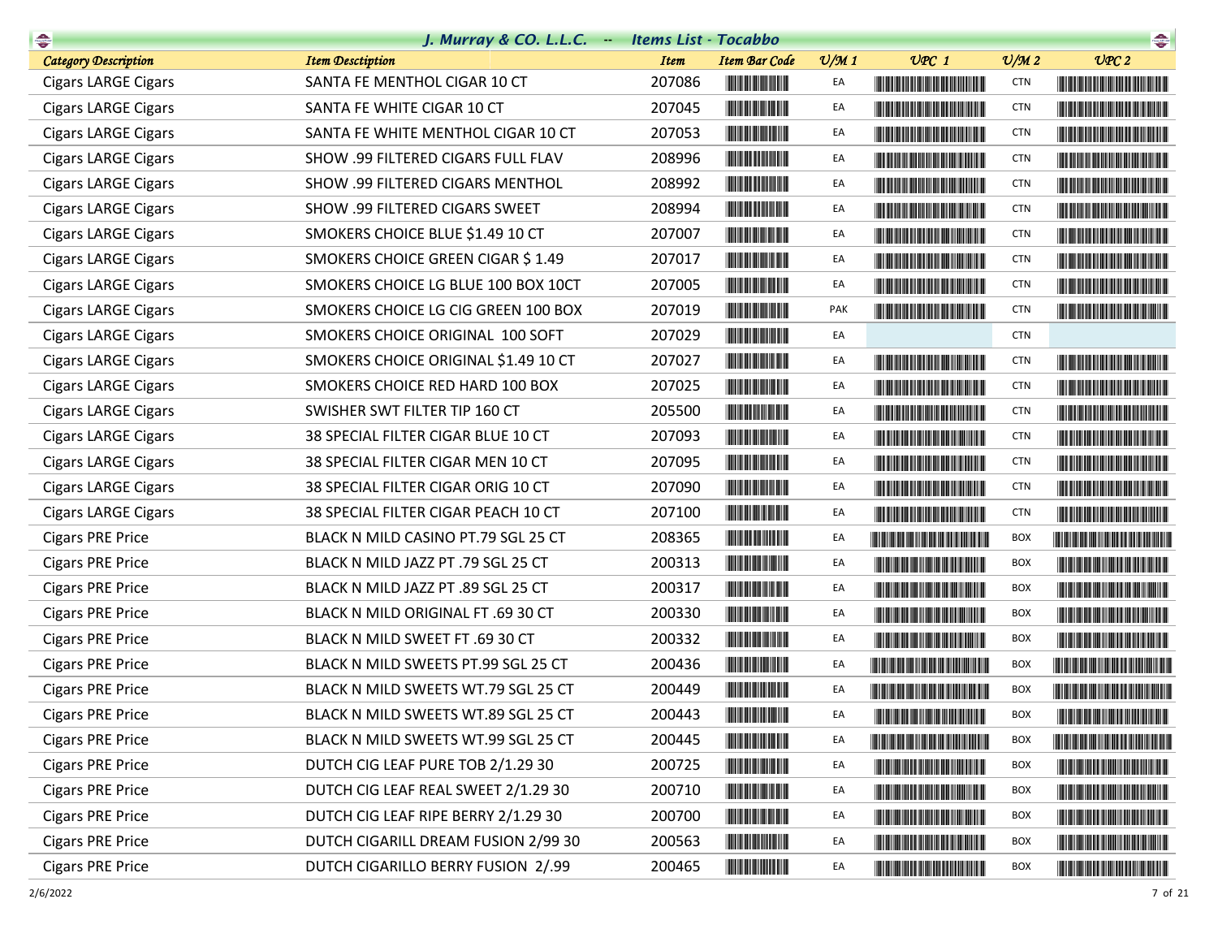## J. Murray & CO. L.L.C. -- Items List - Tocabbo

| Category Description | Item Desctiption | Item | Item Bar Code | U/M 1 | UPC 1 | U/M 2 | UPC 2 |
|---|---|---|---|---|---|---|---|
| Cigars LARGE Cigars | SANTA FE MENTHOL CIGAR 10 CT | 207086 | | EA | | CTN | |
| Cigars LARGE Cigars | SANTA FE WHITE CIGAR 10 CT | 207045 | | EA | | CTN | |
| Cigars LARGE Cigars | SANTA FE WHITE MENTHOL CIGAR 10 CT | 207053 | | EA | | CTN | |
| Cigars LARGE Cigars | SHOW .99 FILTERED CIGARS FULL FLAV | 208996 | | EA | | CTN | |
| Cigars LARGE Cigars | SHOW .99 FILTERED CIGARS MENTHOL | 208992 | | EA | | CTN | |
| Cigars LARGE Cigars | SHOW .99 FILTERED CIGARS SWEET | 208994 | | EA | | CTN | |
| Cigars LARGE Cigars | SMOKERS CHOICE BLUE $1.49 10 CT | 207007 | | EA | | CTN | |
| Cigars LARGE Cigars | SMOKERS CHOICE GREEN CIGAR $ 1.49 | 207017 | | EA | | CTN | |
| Cigars LARGE Cigars | SMOKERS CHOICE LG BLUE 100 BOX 10CT | 207005 | | EA | | CTN | |
| Cigars LARGE Cigars | SMOKERS CHOICE LG CIG GREEN 100 BOX | 207019 | | PAK | | CTN | |
| Cigars LARGE Cigars | SMOKERS CHOICE ORIGINAL 100 SOFT | 207029 | | EA | | CTN | |
| Cigars LARGE Cigars | SMOKERS CHOICE ORIGINAL $1.49 10 CT | 207027 | | EA | | CTN | |
| Cigars LARGE Cigars | SMOKERS CHOICE RED HARD 100 BOX | 207025 | | EA | | CTN | |
| Cigars LARGE Cigars | SWISHER SWT FILTER TIP 160 CT | 205500 | | EA | | CTN | |
| Cigars LARGE Cigars | 38 SPECIAL FILTER CIGAR BLUE 10 CT | 207093 | | EA | | CTN | |
| Cigars LARGE Cigars | 38 SPECIAL FILTER CIGAR MEN 10 CT | 207095 | | EA | | CTN | |
| Cigars LARGE Cigars | 38 SPECIAL FILTER CIGAR ORIG 10 CT | 207090 | | EA | | CTN | |
| Cigars LARGE Cigars | 38 SPECIAL FILTER CIGAR PEACH 10 CT | 207100 | | EA | | CTN | |
| Cigars PRE Price | BLACK N MILD CASINO PT.79 SGL 25 CT | 208365 | | EA | | BOX | |
| Cigars PRE Price | BLACK N MILD JAZZ PT .79 SGL 25 CT | 200313 | | EA | | BOX | |
| Cigars PRE Price | BLACK N MILD JAZZ PT .89 SGL 25 CT | 200317 | | EA | | BOX | |
| Cigars PRE Price | BLACK N MILD ORIGINAL FT .69 30 CT | 200330 | | EA | | BOX | |
| Cigars PRE Price | BLACK N MILD SWEET FT .69 30 CT | 200332 | | EA | | BOX | |
| Cigars PRE Price | BLACK N MILD SWEETS PT.99 SGL 25 CT | 200436 | | EA | | BOX | |
| Cigars PRE Price | BLACK N MILD SWEETS WT.79 SGL 25 CT | 200449 | | EA | | BOX | |
| Cigars PRE Price | BLACK N MILD SWEETS WT.89 SGL 25 CT | 200443 | | EA | | BOX | |
| Cigars PRE Price | BLACK N MILD SWEETS WT.99 SGL 25 CT | 200445 | | EA | | BOX | |
| Cigars PRE Price | DUTCH CIG LEAF PURE TOB 2/1.29 30 | 200725 | | EA | | BOX | |
| Cigars PRE Price | DUTCH CIG LEAF REAL SWEET 2/1.29 30 | 200710 | | EA | | BOX | |
| Cigars PRE Price | DUTCH CIG LEAF RIPE BERRY 2/1.29 30 | 200700 | | EA | | BOX | |
| Cigars PRE Price | DUTCH CIGARILL DREAM FUSION 2/99 30 | 200563 | | EA | | BOX | |
| Cigars PRE Price | DUTCH CIGARILLO BERRY FUSION 2/.99 | 200465 | | EA | | BOX | |

2/6/2022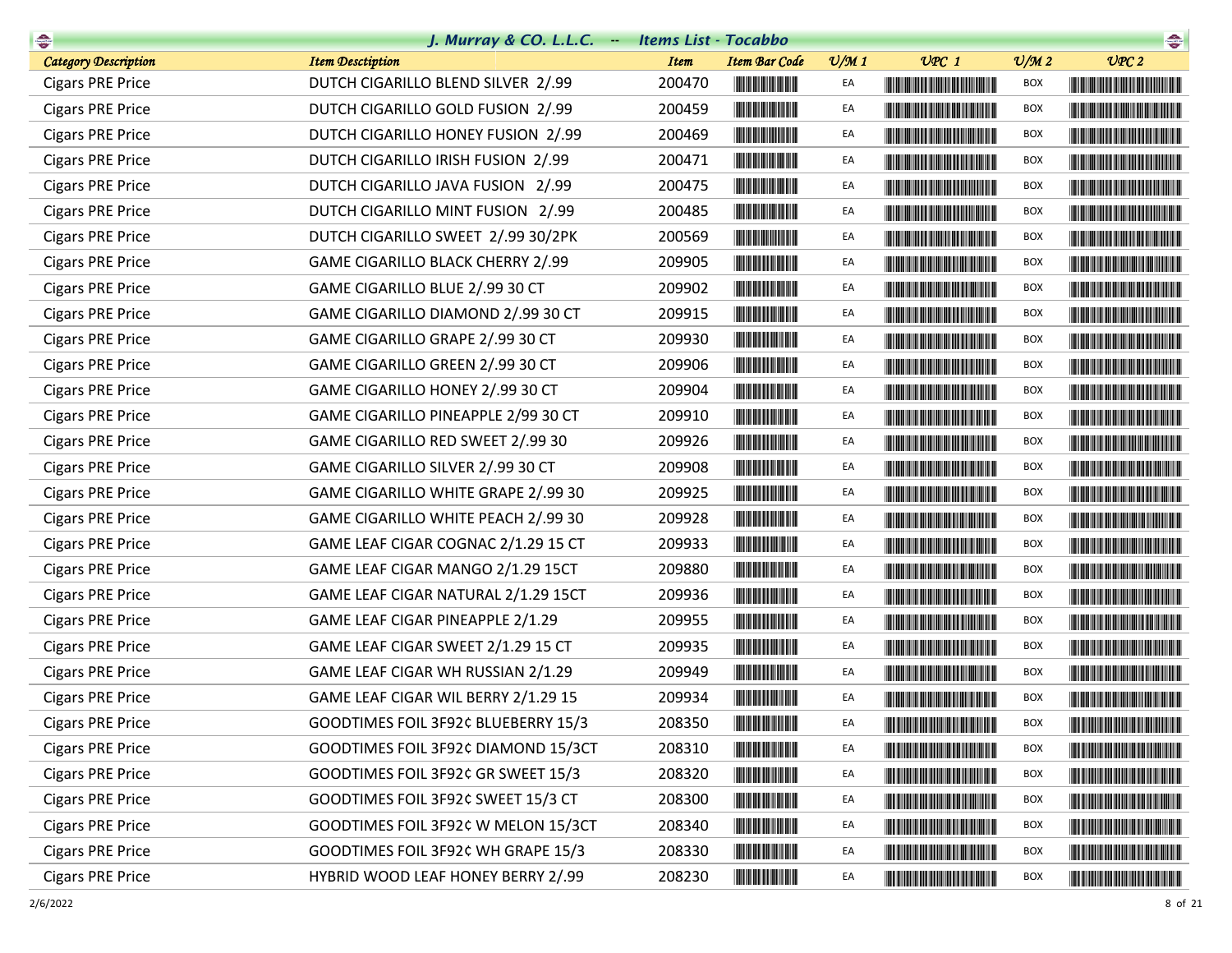| Category Description | Item Desctiption | Item | Item Bar Code | U/M 1 | UPC 1 | U/M 2 | UPC 2 |
|---|---|---|---|---|---|---|---|
| Cigars PRE Price | DUTCH CIGARILLO BLEND SILVER 2/.99 | 200470 | | EA | | BOX | |
| Cigars PRE Price | DUTCH CIGARILLO GOLD FUSION 2/.99 | 200459 | | EA | | BOX | |
| Cigars PRE Price | DUTCH CIGARILLO HONEY FUSION 2/.99 | 200469 | | EA | | BOX | |
| Cigars PRE Price | DUTCH CIGARILLO IRISH FUSION 2/.99 | 200471 | | EA | | BOX | |
| Cigars PRE Price | DUTCH CIGARILLO JAVA FUSION 2/.99 | 200475 | | EA | | BOX | |
| Cigars PRE Price | DUTCH CIGARILLO MINT FUSION 2/.99 | 200485 | | EA | | BOX | |
| Cigars PRE Price | DUTCH CIGARILLO SWEET 2/.99 30/2PK | 200569 | | EA | | BOX | |
| Cigars PRE Price | GAME CIGARILLO BLACK CHERRY 2/.99 | 209905 | | EA | | BOX | |
| Cigars PRE Price | GAME CIGARILLO BLUE 2/.99 30 CT | 209902 | | EA | | BOX | |
| Cigars PRE Price | GAME CIGARILLO DIAMOND 2/.99 30 CT | 209915 | | EA | | BOX | |
| Cigars PRE Price | GAME CIGARILLO GRAPE 2/.99 30 CT | 209930 | | EA | | BOX | |
| Cigars PRE Price | GAME CIGARILLO GREEN 2/.99 30 CT | 209906 | | EA | | BOX | |
| Cigars PRE Price | GAME CIGARILLO HONEY 2/.99 30 CT | 209904 | | EA | | BOX | |
| Cigars PRE Price | GAME CIGARILLO PINEAPPLE 2/99 30 CT | 209910 | | EA | | BOX | |
| Cigars PRE Price | GAME CIGARILLO RED SWEET 2/.99 30 | 209926 | | EA | | BOX | |
| Cigars PRE Price | GAME CIGARILLO SILVER 2/.99 30 CT | 209908 | | EA | | BOX | |
| Cigars PRE Price | GAME CIGARILLO WHITE GRAPE 2/.99 30 | 209925 | | EA | | BOX | |
| Cigars PRE Price | GAME CIGARILLO WHITE PEACH 2/.99 30 | 209928 | | EA | | BOX | |
| Cigars PRE Price | GAME LEAF CIGAR COGNAC 2/1.29 15 CT | 209933 | | EA | | BOX | |
| Cigars PRE Price | GAME LEAF CIGAR MANGO 2/1.29 15CT | 209880 | | EA | | BOX | |
| Cigars PRE Price | GAME LEAF CIGAR NATURAL 2/1.29 15CT | 209936 | | EA | | BOX | |
| Cigars PRE Price | GAME LEAF CIGAR PINEAPPLE 2/1.29 | 209955 | | EA | | BOX | |
| Cigars PRE Price | GAME LEAF CIGAR SWEET 2/1.29 15 CT | 209935 | | EA | | BOX | |
| Cigars PRE Price | GAME LEAF CIGAR WH RUSSIAN 2/1.29 | 209949 | | EA | | BOX | |
| Cigars PRE Price | GAME LEAF CIGAR WIL BERRY 2/1.29 15 | 209934 | | EA | | BOX | |
| Cigars PRE Price | GOODTIMES FOIL 3F92¢ BLUEBERRY 15/3 | 208350 | | EA | | BOX | |
| Cigars PRE Price | GOODTIMES FOIL 3F92¢ DIAMOND 15/3CT | 208310 | | EA | | BOX | |
| Cigars PRE Price | GOODTIMES FOIL 3F92¢ GR SWEET 15/3 | 208320 | | EA | | BOX | |
| Cigars PRE Price | GOODTIMES FOIL 3F92¢ SWEET 15/3 CT | 208300 | | EA | | BOX | |
| Cigars PRE Price | GOODTIMES FOIL 3F92¢ W MELON 15/3CT | 208340 | | EA | | BOX | |
| Cigars PRE Price | GOODTIMES FOIL 3F92¢ WH GRAPE 15/3 | 208330 | | EA | | BOX | |
| Cigars PRE Price | HYBRID WOOD LEAF HONEY BERRY 2/.99 | 208230 | | EA | | BOX | |

2/6/2022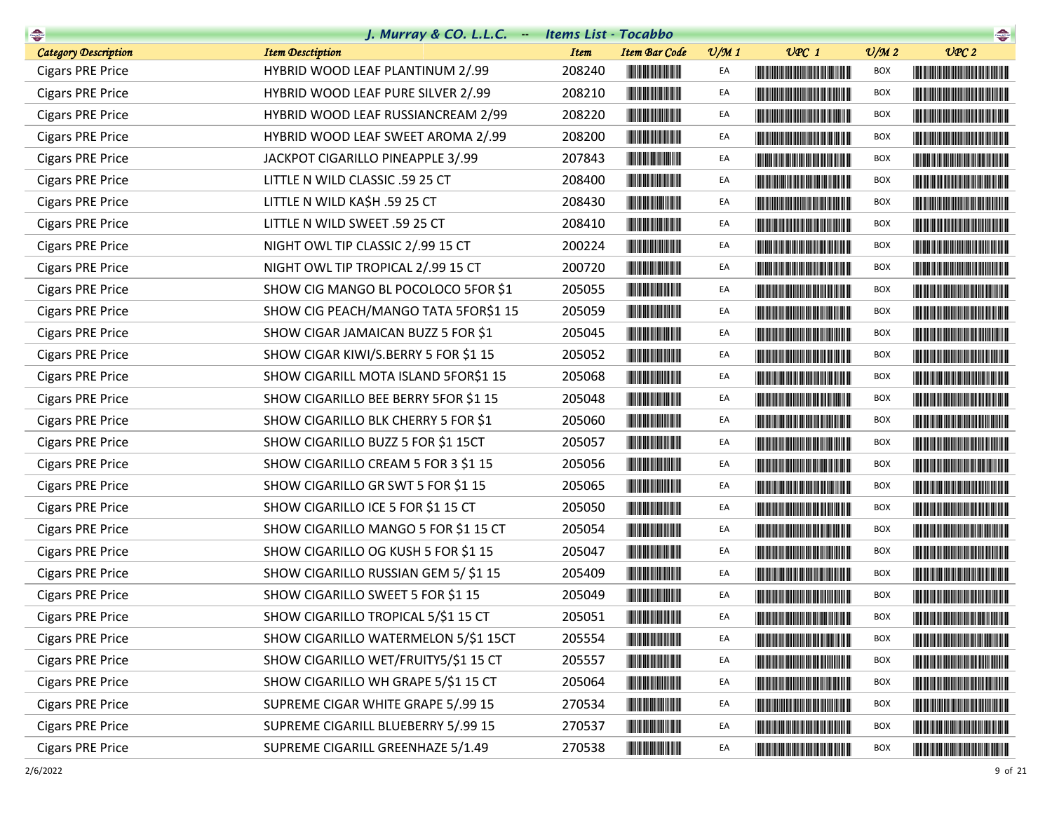## J. Murray & CO. L.L.C. -- Items List - Tocabbo

| Category Description | Item Desctiption | Item | Item Bar Code | U/M 1 | UPC 1 | U/M 2 | UPC 2 |
|---|---|---|---|---|---|---|---|
| Cigars PRE Price | HYBRID WOOD LEAF PLANTINUM 2/.99 | 208240 | | EA | | BOX | |
| Cigars PRE Price | HYBRID WOOD LEAF PURE SILVER 2/.99 | 208210 | | EA | | BOX | |
| Cigars PRE Price | HYBRID WOOD LEAF RUSSIANCREAM 2/99 | 208220 | | EA | | BOX | |
| Cigars PRE Price | HYBRID WOOD LEAF SWEET AROMA 2/.99 | 208200 | | EA | | BOX | |
| Cigars PRE Price | JACKPOT CIGARILLO PINEAPPLE 3/.99 | 207843 | | EA | | BOX | |
| Cigars PRE Price | LITTLE N WILD CLASSIC .59 25 CT | 208400 | | EA | | BOX | |
| Cigars PRE Price | LITTLE N WILD KA$H .59 25 CT | 208430 | | EA | | BOX | |
| Cigars PRE Price | LITTLE N WILD SWEET .59 25 CT | 208410 | | EA | | BOX | |
| Cigars PRE Price | NIGHT OWL TIP CLASSIC 2/.99 15 CT | 200224 | | EA | | BOX | |
| Cigars PRE Price | NIGHT OWL TIP TROPICAL 2/.99 15 CT | 200720 | | EA | | BOX | |
| Cigars PRE Price | SHOW CIG MANGO BL POCOLOCO 5FOR $1 | 205055 | | EA | | BOX | |
| Cigars PRE Price | SHOW CIG PEACH/MANGO TATA 5FOR$1 15 | 205059 | | EA | | BOX | |
| Cigars PRE Price | SHOW CIGAR JAMAICAN BUZZ 5 FOR $1 | 205045 | | EA | | BOX | |
| Cigars PRE Price | SHOW CIGAR KIWI/S.BERRY 5 FOR $1 15 | 205052 | | EA | | BOX | |
| Cigars PRE Price | SHOW CIGARILL MOTA ISLAND 5FOR$1 15 | 205068 | | EA | | BOX | |
| Cigars PRE Price | SHOW CIGARILLO BEE BERRY 5FOR $1 15 | 205048 | | EA | | BOX | |
| Cigars PRE Price | SHOW CIGARILLO BLK CHERRY 5 FOR $1 | 205060 | | EA | | BOX | |
| Cigars PRE Price | SHOW CIGARILLO BUZZ 5 FOR $1 15CT | 205057 | | EA | | BOX | |
| Cigars PRE Price | SHOW CIGARILLO CREAM 5 FOR 3 $1 15 | 205056 | | EA | | BOX | |
| Cigars PRE Price | SHOW CIGARILLO GR SWT 5 FOR $1 15 | 205065 | | EA | | BOX | |
| Cigars PRE Price | SHOW CIGARILLO ICE 5 FOR $1 15 CT | 205050 | | EA | | BOX | |
| Cigars PRE Price | SHOW CIGARILLO MANGO 5 FOR $1 15 CT | 205054 | | EA | | BOX | |
| Cigars PRE Price | SHOW CIGARILLO OG KUSH 5 FOR $1 15 | 205047 | | EA | | BOX | |
| Cigars PRE Price | SHOW CIGARILLO RUSSIAN GEM 5/ $1 15 | 205409 | | EA | | BOX | |
| Cigars PRE Price | SHOW CIGARILLO SWEET 5 FOR $1 15 | 205049 | | EA | | BOX | |
| Cigars PRE Price | SHOW CIGARILLO TROPICAL 5/$1 15 CT | 205051 | | EA | | BOX | |
| Cigars PRE Price | SHOW CIGARILLO WATERMELON 5/$1 15CT | 205554 | | EA | | BOX | |
| Cigars PRE Price | SHOW CIGARILLO WET/FRUITY5/$1 15 CT | 205557 | | EA | | BOX | |
| Cigars PRE Price | SHOW CIGARILLO WH GRAPE 5/$1 15 CT | 205064 | | EA | | BOX | |
| Cigars PRE Price | SUPREME CIGAR WHITE GRAPE 5/.99 15 | 270534 | | EA | | BOX | |
| Cigars PRE Price | SUPREME CIGARILL BLUEBERRY 5/.99 15 | 270537 | | EA | | BOX | |
| Cigars PRE Price | SUPREME CIGARILL GREENHAZE 5/1.49 | 270538 | | EA | | BOX | |

2/6/2022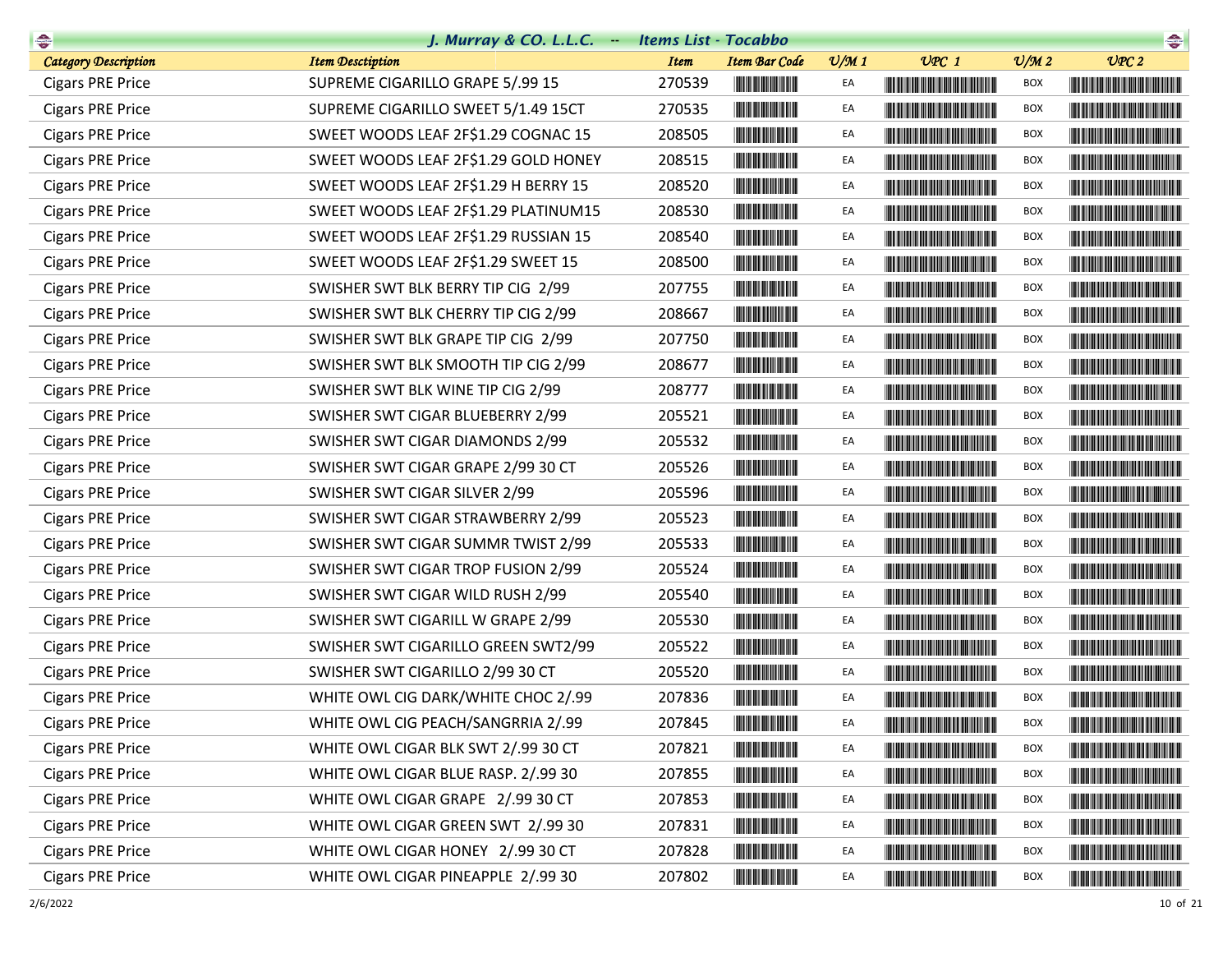## J. Murray & CO. L.L.C. -- Items List - Tocabbo

| Category Description | Item Desctiption | Item | Item Bar Code | U/M 1 | UPC 1 | U/M 2 | UPC 2 |
|---|---|---|---|---|---|---|---|
| Cigars PRE Price | SUPREME CIGARILLO GRAPE 5/.99 15 | 270539 | | EA | | BOX | |
| Cigars PRE Price | SUPREME CIGARILLO SWEET 5/1.49 15CT | 270535 | | EA | | BOX | |
| Cigars PRE Price | SWEET WOODS LEAF 2F$1.29 COGNAC 15 | 208505 | | EA | | BOX | |
| Cigars PRE Price | SWEET WOODS LEAF 2F$1.29 GOLD HONEY | 208515 | | EA | | BOX | |
| Cigars PRE Price | SWEET WOODS LEAF 2F$1.29 H BERRY 15 | 208520 | | EA | | BOX | |
| Cigars PRE Price | SWEET WOODS LEAF 2F$1.29 PLATINUM15 | 208530 | | EA | | BOX | |
| Cigars PRE Price | SWEET WOODS LEAF 2F$1.29 RUSSIAN 15 | 208540 | | EA | | BOX | |
| Cigars PRE Price | SWEET WOODS LEAF 2F$1.29 SWEET 15 | 208500 | | EA | | BOX | |
| Cigars PRE Price | SWISHER SWT BLK BERRY TIP CIG 2/99 | 207755 | | EA | | BOX | |
| Cigars PRE Price | SWISHER SWT BLK CHERRY TIP CIG 2/99 | 208667 | | EA | | BOX | |
| Cigars PRE Price | SWISHER SWT BLK GRAPE TIP CIG 2/99 | 207750 | | EA | | BOX | |
| Cigars PRE Price | SWISHER SWT BLK SMOOTH TIP CIG 2/99 | 208677 | | EA | | BOX | |
| Cigars PRE Price | SWISHER SWT BLK WINE TIP CIG 2/99 | 208777 | | EA | | BOX | |
| Cigars PRE Price | SWISHER SWT CIGAR BLUEBERRY 2/99 | 205521 | | EA | | BOX | |
| Cigars PRE Price | SWISHER SWT CIGAR DIAMONDS 2/99 | 205532 | | EA | | BOX | |
| Cigars PRE Price | SWISHER SWT CIGAR GRAPE 2/99 30 CT | 205526 | | EA | | BOX | |
| Cigars PRE Price | SWISHER SWT CIGAR SILVER 2/99 | 205596 | | EA | | BOX | |
| Cigars PRE Price | SWISHER SWT CIGAR STRAWBERRY 2/99 | 205523 | | EA | | BOX | |
| Cigars PRE Price | SWISHER SWT CIGAR SUMMR TWIST 2/99 | 205533 | | EA | | BOX | |
| Cigars PRE Price | SWISHER SWT CIGAR TROP FUSION 2/99 | 205524 | | EA | | BOX | |
| Cigars PRE Price | SWISHER SWT CIGAR WILD RUSH 2/99 | 205540 | | EA | | BOX | |
| Cigars PRE Price | SWISHER SWT CIGARILL W GRAPE 2/99 | 205530 | | EA | | BOX | |
| Cigars PRE Price | SWISHER SWT CIGARILLO GREEN SWT2/99 | 205522 | | EA | | BOX | |
| Cigars PRE Price | SWISHER SWT CIGARILLO 2/99 30 CT | 205520 | | EA | | BOX | |
| Cigars PRE Price | WHITE OWL CIG DARK/WHITE CHOC 2/.99 | 207836 | | EA | | BOX | |
| Cigars PRE Price | WHITE OWL CIG PEACH/SANGRRIA 2/.99 | 207845 | | EA | | BOX | |
| Cigars PRE Price | WHITE OWL CIGAR BLK SWT 2/.99 30 CT | 207821 | | EA | | BOX | |
| Cigars PRE Price | WHITE OWL CIGAR BLUE RASP. 2/.99 30 | 207855 | | EA | | BOX | |
| Cigars PRE Price | WHITE OWL CIGAR GRAPE 2/.99 30 CT | 207853 | | EA | | BOX | |
| Cigars PRE Price | WHITE OWL CIGAR GREEN SWT 2/.99 30 | 207831 | | EA | | BOX | |
| Cigars PRE Price | WHITE OWL CIGAR HONEY 2/.99 30 CT | 207828 | | EA | | BOX | |
| Cigars PRE Price | WHITE OWL CIGAR PINEAPPLE 2/.99 30 | 207802 | | EA | | BOX | |

2/6/2022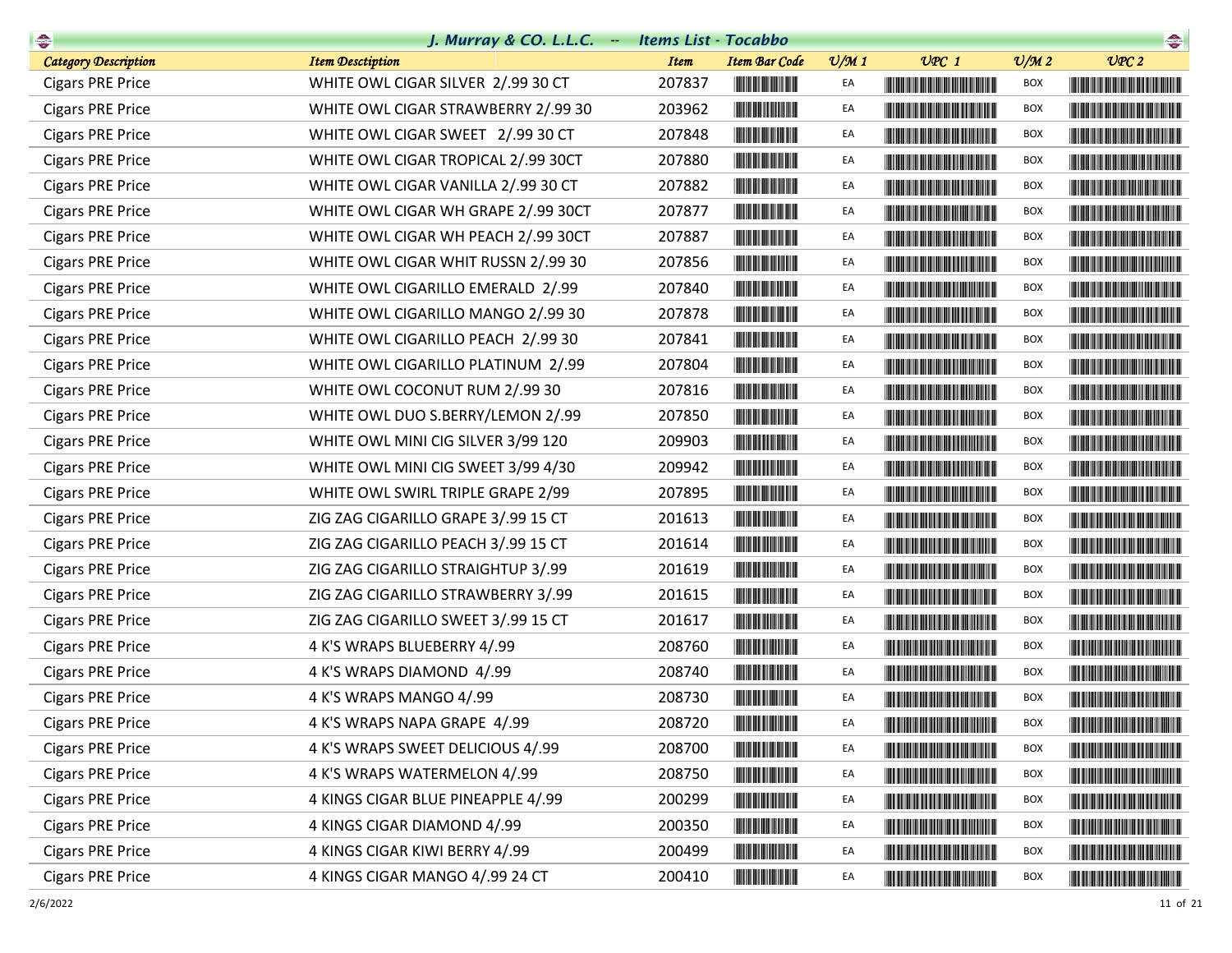# J. Murray & CO. L.L.C. -- Items List - Tocabbo

| Category Description | Item Desctiption | Item | Item Bar Code | U/M 1 | UPC 1 | U/M 2 | UPC 2 |
|---|---|---|---|---|---|---|---|
| Cigars PRE Price | WHITE OWL CIGAR SILVER 2/.99 30 CT | 207837 | | EA | | BOX | |
| Cigars PRE Price | WHITE OWL CIGAR STRAWBERRY 2/.99 30 | 203962 | | EA | | BOX | |
| Cigars PRE Price | WHITE OWL CIGAR SWEET 2/.99 30 CT | 207848 | | EA | | BOX | |
| Cigars PRE Price | WHITE OWL CIGAR TROPICAL 2/.99 30CT | 207880 | | EA | | BOX | |
| Cigars PRE Price | WHITE OWL CIGAR VANILLA 2/.99 30 CT | 207882 | | EA | | BOX | |
| Cigars PRE Price | WHITE OWL CIGAR WH GRAPE 2/.99 30CT | 207877 | | EA | | BOX | |
| Cigars PRE Price | WHITE OWL CIGAR WH PEACH 2/.99 30CT | 207887 | | EA | | BOX | |
| Cigars PRE Price | WHITE OWL CIGAR WHIT RUSSN 2/.99 30 | 207856 | | EA | | BOX | |
| Cigars PRE Price | WHITE OWL CIGARILLO EMERALD 2/.99 | 207840 | | EA | | BOX | |
| Cigars PRE Price | WHITE OWL CIGARILLO MANGO 2/.99 30 | 207878 | | EA | | BOX | |
| Cigars PRE Price | WHITE OWL CIGARILLO PEACH 2/.99 30 | 207841 | | EA | | BOX | |
| Cigars PRE Price | WHITE OWL CIGARILLO PLATINUM 2/.99 | 207804 | | EA | | BOX | |
| Cigars PRE Price | WHITE OWL COCONUT RUM 2/.99 30 | 207816 | | EA | | BOX | |
| Cigars PRE Price | WHITE OWL DUO S.BERRY/LEMON 2/.99 | 207850 | | EA | | BOX | |
| Cigars PRE Price | WHITE OWL MINI CIG SILVER 3/99 120 | 209903 | | EA | | BOX | |
| Cigars PRE Price | WHITE OWL MINI CIG SWEET 3/99 4/30 | 209942 | | EA | | BOX | |
| Cigars PRE Price | WHITE OWL SWIRL TRIPLE GRAPE 2/99 | 207895 | | EA | | BOX | |
| Cigars PRE Price | ZIG ZAG CIGARILLO GRAPE 3/.99 15 CT | 201613 | | EA | | BOX | |
| Cigars PRE Price | ZIG ZAG CIGARILLO PEACH 3/.99 15 CT | 201614 | | EA | | BOX | |
| Cigars PRE Price | ZIG ZAG CIGARILLO STRAIGHTUP 3/.99 | 201619 | | EA | | BOX | |
| Cigars PRE Price | ZIG ZAG CIGARILLO STRAWBERRY 3/.99 | 201615 | | EA | | BOX | |
| Cigars PRE Price | ZIG ZAG CIGARILLO SWEET 3/.99 15 CT | 201617 | | EA | | BOX | |
| Cigars PRE Price | 4 K'S WRAPS BLUEBERRY 4/.99 | 208760 | | EA | | BOX | |
| Cigars PRE Price | 4 K'S WRAPS DIAMOND 4/.99 | 208740 | | EA | | BOX | |
| Cigars PRE Price | 4 K'S WRAPS MANGO 4/.99 | 208730 | | EA | | BOX | |
| Cigars PRE Price | 4 K'S WRAPS NAPA GRAPE 4/.99 | 208720 | | EA | | BOX | |
| Cigars PRE Price | 4 K'S WRAPS SWEET DELICIOUS 4/.99 | 208700 | | EA | | BOX | |
| Cigars PRE Price | 4 K'S WRAPS WATERMELON 4/.99 | 208750 | | EA | | BOX | |
| Cigars PRE Price | 4 KINGS CIGAR BLUE PINEAPPLE 4/.99 | 200299 | | EA | | BOX | |
| Cigars PRE Price | 4 KINGS CIGAR DIAMOND 4/.99 | 200350 | | EA | | BOX | |
| Cigars PRE Price | 4 KINGS CIGAR KIWI BERRY 4/.99 | 200499 | | EA | | BOX | |
| Cigars PRE Price | 4 KINGS CIGAR MANGO 4/.99 24 CT | 200410 | | EA | | BOX | |

2/6/2022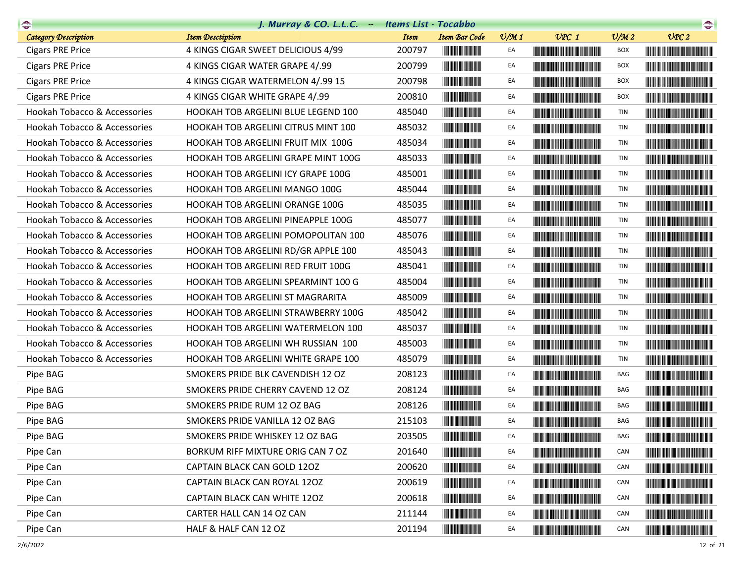| Category Description | Item Desctiption | Item | Item Bar Code | U/M 1 | UPC 1 | U/M 2 | UPC 2 |
|---|---|---|---|---|---|---|---|
| Cigars PRE Price | 4 KINGS CIGAR SWEET DELICIOUS 4/99 | 200797 | | EA | | BOX | |
| Cigars PRE Price | 4 KINGS CIGAR WATER GRAPE 4/.99 | 200799 | | EA | | BOX | |
| Cigars PRE Price | 4 KINGS CIGAR WATERMELON 4/.99 15 | 200798 | | EA | | BOX | |
| Cigars PRE Price | 4 KINGS CIGAR WHITE GRAPE 4/.99 | 200810 | | EA | | BOX | |
| Hookah Tobacco & Accessories | HOOKAH TOB ARGELINI BLUE LEGEND 100 | 485040 | | EA | | TIN | |
| Hookah Tobacco & Accessories | HOOKAH TOB ARGELINI CITRUS MINT 100 | 485032 | | EA | | TIN | |
| Hookah Tobacco & Accessories | HOOKAH TOB ARGELINI FRUIT MIX 100G | 485034 | | EA | | TIN | |
| Hookah Tobacco & Accessories | HOOKAH TOB ARGELINI GRAPE MINT 100G | 485033 | | EA | | TIN | |
| Hookah Tobacco & Accessories | HOOKAH TOB ARGELINI ICY GRAPE 100G | 485001 | | EA | | TIN | |
| Hookah Tobacco & Accessories | HOOKAH TOB ARGELINI MANGO 100G | 485044 | | EA | | TIN | |
| Hookah Tobacco & Accessories | HOOKAH TOB ARGELINI ORANGE 100G | 485035 | | EA | | TIN | |
| Hookah Tobacco & Accessories | HOOKAH TOB ARGELINI PINEAPPLE 100G | 485077 | | EA | | TIN | |
| Hookah Tobacco & Accessories | HOOKAH TOB ARGELINI POMOPOLITAN 100 | 485076 | | EA | | TIN | |
| Hookah Tobacco & Accessories | HOOKAH TOB ARGELINI RD/GR APPLE 100 | 485043 | | EA | | TIN | |
| Hookah Tobacco & Accessories | HOOKAH TOB ARGELINI RED FRUIT 100G | 485041 | | EA | | TIN | |
| Hookah Tobacco & Accessories | HOOKAH TOB ARGELINI SPEARMINT 100 G | 485004 | | EA | | TIN | |
| Hookah Tobacco & Accessories | HOOKAH TOB ARGELINI ST MAGRARITA | 485009 | | EA | | TIN | |
| Hookah Tobacco & Accessories | HOOKAH TOB ARGELINI STRAWBERRY 100G | 485042 | | EA | | TIN | |
| Hookah Tobacco & Accessories | HOOKAH TOB ARGELINI WATERMELON 100 | 485037 | | EA | | TIN | |
| Hookah Tobacco & Accessories | HOOKAH TOB ARGELINI WH RUSSIAN 100 | 485003 | | EA | | TIN | |
| Hookah Tobacco & Accessories | HOOKAH TOB ARGELINI WHITE GRAPE 100 | 485079 | | EA | | TIN | |
| Pipe BAG | SMOKERS PRIDE BLK CAVENDISH 12 OZ | 208123 | | EA | | BAG | |
| Pipe BAG | SMOKERS PRIDE CHERRY CAVEND 12 OZ | 208124 | | EA | | BAG | |
| Pipe BAG | SMOKERS PRIDE RUM 12 OZ BAG | 208126 | | EA | | BAG | |
| Pipe BAG | SMOKERS PRIDE VANILLA 12 OZ BAG | 215103 | | EA | | BAG | |
| Pipe BAG | SMOKERS PRIDE WHISKEY 12 OZ BAG | 203505 | | EA | | BAG | |
| Pipe Can | BORKUM RIFF MIXTURE ORIG CAN 7 OZ | 201640 | | EA | | CAN | |
| Pipe Can | CAPTAIN BLACK CAN GOLD 12OZ | 200620 | | EA | | CAN | |
| Pipe Can | CAPTAIN BLACK CAN ROYAL 12OZ | 200619 | | EA | | CAN | |
| Pipe Can | CAPTAIN BLACK CAN WHITE 12OZ | 200618 | | EA | | CAN | |
| Pipe Can | CARTER HALL CAN 14 OZ CAN | 211144 | | EA | | CAN | |
| Pipe Can | HALF & HALF CAN 12 OZ | 201194 | | EA | | CAN | |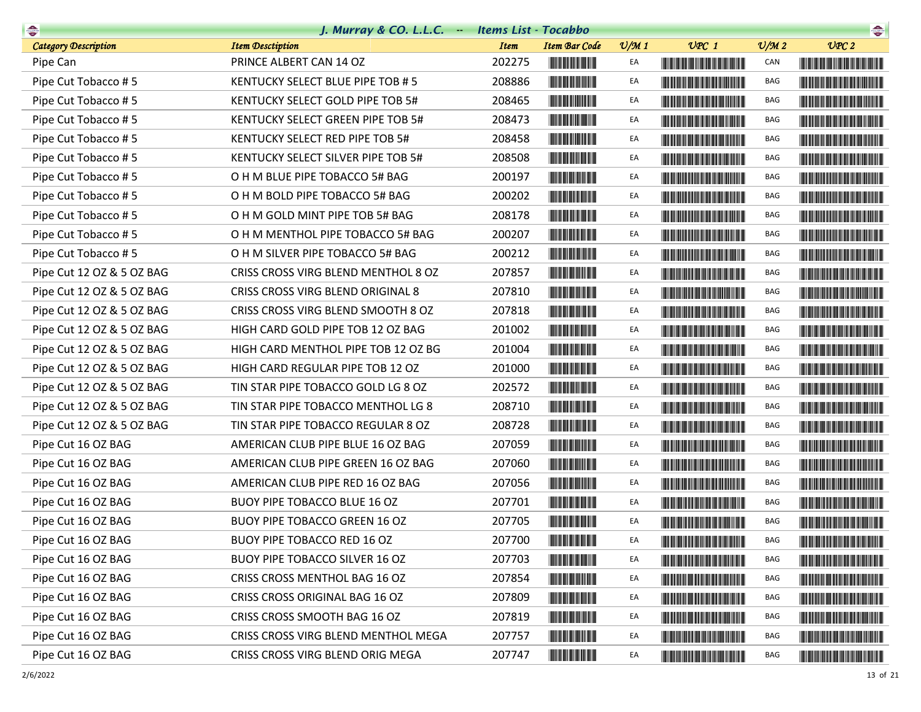## J. Murray & CO. L.L.C. -- Items List - Tocabbo

| Category Description | Item Desctiption | Item | Item Bar Code | U/M 1 | UPC 1 | U/M 2 | UPC 2 |
|---|---|---|---|---|---|---|---|
| Pipe Can | PRINCE ALBERT CAN 14 OZ | 202275 | | EA | | CAN | |
| Pipe Cut Tobacco # 5 | KENTUCKY SELECT BLUE PIPE TOB # 5 | 208886 | | EA | | BAG | |
| Pipe Cut Tobacco # 5 | KENTUCKY SELECT GOLD PIPE TOB 5# | 208465 | | EA | | BAG | |
| Pipe Cut Tobacco # 5 | KENTUCKY SELECT GREEN PIPE TOB 5# | 208473 | | EA | | BAG | |
| Pipe Cut Tobacco # 5 | KENTUCKY SELECT RED PIPE TOB 5# | 208458 | | EA | | BAG | |
| Pipe Cut Tobacco # 5 | KENTUCKY SELECT SILVER PIPE TOB 5# | 208508 | | EA | | BAG | |
| Pipe Cut Tobacco # 5 | O H M BLUE PIPE TOBACCO 5# BAG | 200197 | | EA | | BAG | |
| Pipe Cut Tobacco # 5 | O H M BOLD PIPE TOBACCO 5# BAG | 200202 | | EA | | BAG | |
| Pipe Cut Tobacco # 5 | O H M GOLD MINT PIPE TOB 5# BAG | 208178 | | EA | | BAG | |
| Pipe Cut Tobacco # 5 | O H M MENTHOL PIPE TOBACCO 5# BAG | 200207 | | EA | | BAG | |
| Pipe Cut Tobacco # 5 | O H M SILVER PIPE TOBACCO 5# BAG | 200212 | | EA | | BAG | |
| Pipe Cut 12 OZ & 5 OZ BAG | CRISS CROSS VIRG BLEND MENTHOL 8 OZ | 207857 | | EA | | BAG | |
| Pipe Cut 12 OZ & 5 OZ BAG | CRISS CROSS VIRG BLEND ORIGINAL 8 | 207810 | | EA | | BAG | |
| Pipe Cut 12 OZ & 5 OZ BAG | CRISS CROSS VIRG BLEND SMOOTH 8 OZ | 207818 | | EA | | BAG | |
| Pipe Cut 12 OZ & 5 OZ BAG | HIGH CARD GOLD PIPE TOB 12 OZ BAG | 201002 | | EA | | BAG | |
| Pipe Cut 12 OZ & 5 OZ BAG | HIGH CARD MENTHOL PIPE TOB 12 OZ BG | 201004 | | EA | | BAG | |
| Pipe Cut 12 OZ & 5 OZ BAG | HIGH CARD REGULAR PIPE TOB 12 OZ | 201000 | | EA | | BAG | |
| Pipe Cut 12 OZ & 5 OZ BAG | TIN STAR PIPE TOBACCO GOLD LG 8 OZ | 202572 | | EA | | BAG | |
| Pipe Cut 12 OZ & 5 OZ BAG | TIN STAR PIPE TOBACCO MENTHOL LG 8 | 208710 | | EA | | BAG | |
| Pipe Cut 12 OZ & 5 OZ BAG | TIN STAR PIPE TOBACCO REGULAR 8 OZ | 208728 | | EA | | BAG | |
| Pipe Cut 16 OZ BAG | AMERICAN CLUB PIPE BLUE 16 OZ BAG | 207059 | | EA | | BAG | |
| Pipe Cut 16 OZ BAG | AMERICAN CLUB PIPE GREEN 16 OZ BAG | 207060 | | EA | | BAG | |
| Pipe Cut 16 OZ BAG | AMERICAN CLUB PIPE RED 16 OZ BAG | 207056 | | EA | | BAG | |
| Pipe Cut 16 OZ BAG | BUOY PIPE TOBACCO BLUE 16 OZ | 207701 | | EA | | BAG | |
| Pipe Cut 16 OZ BAG | BUOY PIPE TOBACCO GREEN 16 OZ | 207705 | | EA | | BAG | |
| Pipe Cut 16 OZ BAG | BUOY PIPE TOBACCO RED 16 OZ | 207700 | | EA | | BAG | |
| Pipe Cut 16 OZ BAG | BUOY PIPE TOBACCO SILVER 16 OZ | 207703 | | EA | | BAG | |
| Pipe Cut 16 OZ BAG | CRISS CROSS MENTHOL BAG 16 OZ | 207854 | | EA | | BAG | |
| Pipe Cut 16 OZ BAG | CRISS CROSS ORIGINAL BAG 16 OZ | 207809 | | EA | | BAG | |
| Pipe Cut 16 OZ BAG | CRISS CROSS SMOOTH BAG 16 OZ | 207819 | | EA | | BAG | |
| Pipe Cut 16 OZ BAG | CRISS CROSS VIRG BLEND MENTHOL MEGA | 207757 | | EA | | BAG | |
| Pipe Cut 16 OZ BAG | CRISS CROSS VIRG BLEND ORIG MEGA | 207747 | | EA | | BAG | |

2/6/2022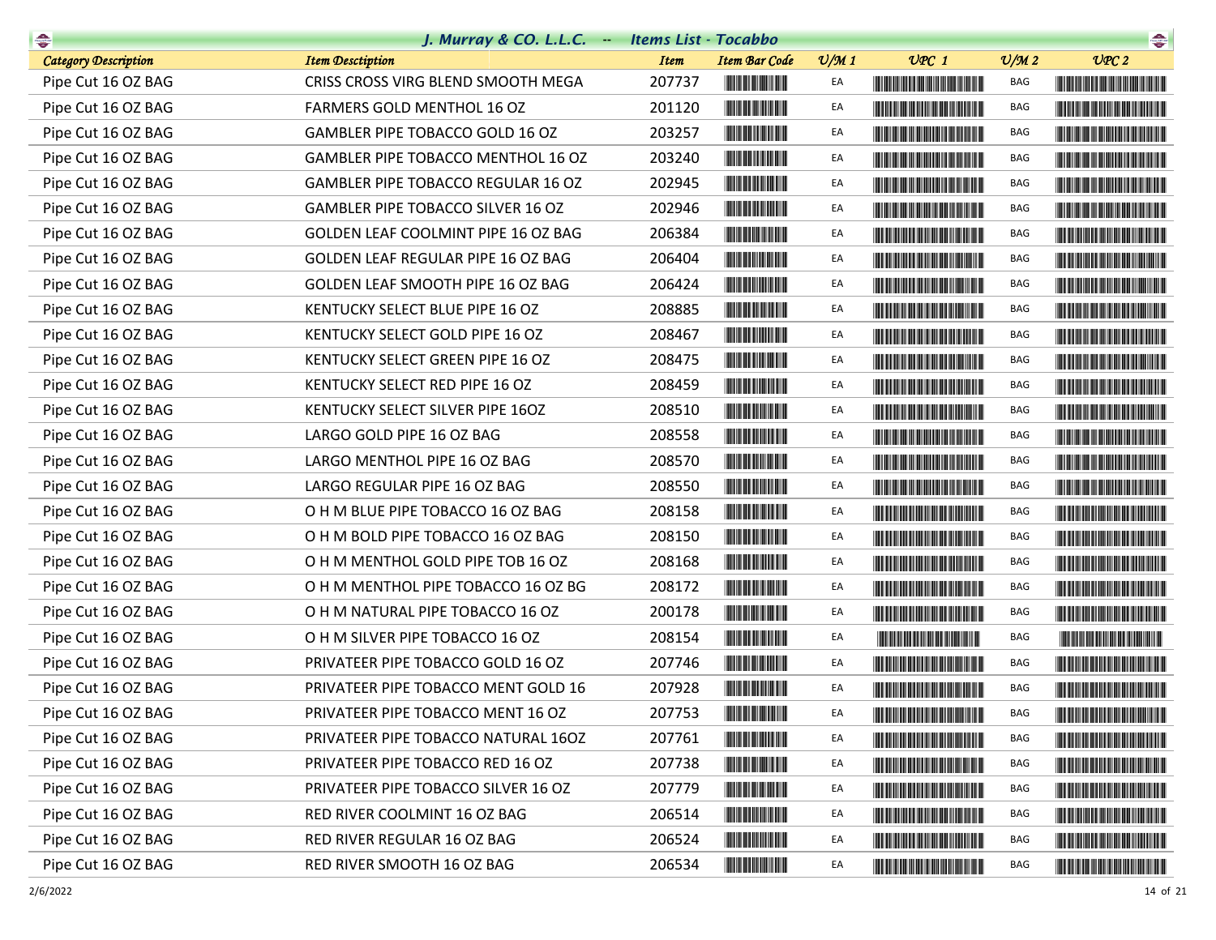## J. Murray & CO. L.L.C. -- Items List - Tocabbo

| Category Description | Item Desctiption | Item | Item Bar Code | U/M 1 | UPC 1 | U/M 2 | UPC 2 |
|---|---|---|---|---|---|---|---|
| Pipe Cut 16 OZ BAG | CRISS CROSS VIRG BLEND SMOOTH MEGA | 207737 | | EA | | BAG | |
| Pipe Cut 16 OZ BAG | FARMERS GOLD MENTHOL 16 OZ | 201120 | | EA | | BAG | |
| Pipe Cut 16 OZ BAG | GAMBLER PIPE TOBACCO GOLD 16 OZ | 203257 | | EA | | BAG | |
| Pipe Cut 16 OZ BAG | GAMBLER PIPE TOBACCO MENTHOL 16 OZ | 203240 | | EA | | BAG | |
| Pipe Cut 16 OZ BAG | GAMBLER PIPE TOBACCO REGULAR 16 OZ | 202945 | | EA | | BAG | |
| Pipe Cut 16 OZ BAG | GAMBLER PIPE TOBACCO SILVER 16 OZ | 202946 | | EA | | BAG | |
| Pipe Cut 16 OZ BAG | GOLDEN LEAF COOLMINT PIPE 16 OZ BAG | 206384 | | EA | | BAG | |
| Pipe Cut 16 OZ BAG | GOLDEN LEAF REGULAR PIPE 16 OZ BAG | 206404 | | EA | | BAG | |
| Pipe Cut 16 OZ BAG | GOLDEN LEAF SMOOTH PIPE 16 OZ BAG | 206424 | | EA | | BAG | |
| Pipe Cut 16 OZ BAG | KENTUCKY SELECT BLUE PIPE 16 OZ | 208885 | | EA | | BAG | |
| Pipe Cut 16 OZ BAG | KENTUCKY SELECT GOLD PIPE 16 OZ | 208467 | | EA | | BAG | |
| Pipe Cut 16 OZ BAG | KENTUCKY SELECT GREEN PIPE 16 OZ | 208475 | | EA | | BAG | |
| Pipe Cut 16 OZ BAG | KENTUCKY SELECT RED PIPE 16 OZ | 208459 | | EA | | BAG | |
| Pipe Cut 16 OZ BAG | KENTUCKY SELECT SILVER PIPE 16OZ | 208510 | | EA | | BAG | |
| Pipe Cut 16 OZ BAG | LARGO GOLD PIPE 16 OZ BAG | 208558 | | EA | | BAG | |
| Pipe Cut 16 OZ BAG | LARGO MENTHOL PIPE 16 OZ BAG | 208570 | | EA | | BAG | |
| Pipe Cut 16 OZ BAG | LARGO REGULAR PIPE 16 OZ BAG | 208550 | | EA | | BAG | |
| Pipe Cut 16 OZ BAG | O H M BLUE PIPE TOBACCO 16 OZ BAG | 208158 | | EA | | BAG | |
| Pipe Cut 16 OZ BAG | O H M BOLD PIPE TOBACCO 16 OZ BAG | 208150 | | EA | | BAG | |
| Pipe Cut 16 OZ BAG | O H M MENTHOL GOLD PIPE TOB 16 OZ | 208168 | | EA | | BAG | |
| Pipe Cut 16 OZ BAG | O H M MENTHOL PIPE TOBACCO 16 OZ BG | 208172 | | EA | | BAG | |
| Pipe Cut 16 OZ BAG | O H M NATURAL PIPE TOBACCO 16 OZ | 200178 | | EA | | BAG | |
| Pipe Cut 16 OZ BAG | O H M SILVER PIPE TOBACCO 16 OZ | 208154 | | EA | | BAG | |
| Pipe Cut 16 OZ BAG | PRIVATEER PIPE TOBACCO GOLD 16 OZ | 207746 | | EA | | BAG | |
| Pipe Cut 16 OZ BAG | PRIVATEER PIPE TOBACCO MENT GOLD 16 | 207928 | | EA | | BAG | |
| Pipe Cut 16 OZ BAG | PRIVATEER PIPE TOBACCO MENT 16 OZ | 207753 | | EA | | BAG | |
| Pipe Cut 16 OZ BAG | PRIVATEER PIPE TOBACCO NATURAL 16OZ | 207761 | | EA | | BAG | |
| Pipe Cut 16 OZ BAG | PRIVATEER PIPE TOBACCO RED 16 OZ | 207738 | | EA | | BAG | |
| Pipe Cut 16 OZ BAG | PRIVATEER PIPE TOBACCO SILVER 16 OZ | 207779 | | EA | | BAG | |
| Pipe Cut 16 OZ BAG | RED RIVER COOLMINT 16 OZ BAG | 206514 | | EA | | BAG | |
| Pipe Cut 16 OZ BAG | RED RIVER REGULAR 16 OZ BAG | 206524 | | EA | | BAG | |
| Pipe Cut 16 OZ BAG | RED RIVER SMOOTH 16 OZ BAG | 206534 | | EA | | BAG | |

2/6/2022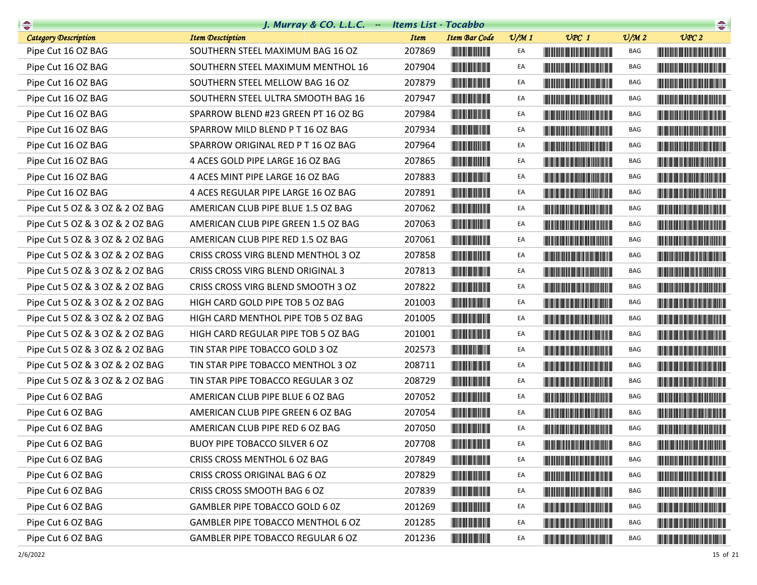## J. Murray & CO. L.L.C. -- Items List - Tocabbo

| Category Description | Item Desctiption | Item | Item Bar Code | U/M 1 | UPC 1 | U/M 2 | UPC 2 |
|---|---|---|---|---|---|---|---|
| Pipe Cut 16 OZ BAG | SOUTHERN STEEL MAXIMUM BAG 16 OZ | 207869 | | EA | | BAG | |
| Pipe Cut 16 OZ BAG | SOUTHERN STEEL MAXIMUM MENTHOL 16 | 207904 | | EA | | BAG | |
| Pipe Cut 16 OZ BAG | SOUTHERN STEEL MELLOW BAG 16 OZ | 207879 | | EA | | BAG | |
| Pipe Cut 16 OZ BAG | SOUTHERN STEEL ULTRA SMOOTH BAG 16 | 207947 | | EA | | BAG | |
| Pipe Cut 16 OZ BAG | SPARROW BLEND #23 GREEN PT 16 OZ BG | 207984 | | EA | | BAG | |
| Pipe Cut 16 OZ BAG | SPARROW MILD BLEND P T 16 OZ BAG | 207934 | | EA | | BAG | |
| Pipe Cut 16 OZ BAG | SPARROW ORIGINAL RED P T 16 OZ BAG | 207964 | | EA | | BAG | |
| Pipe Cut 16 OZ BAG | 4 ACES GOLD PIPE LARGE 16 OZ BAG | 207865 | | EA | | BAG | |
| Pipe Cut 16 OZ BAG | 4 ACES MINT PIPE LARGE 16 OZ BAG | 207883 | | EA | | BAG | |
| Pipe Cut 16 OZ BAG | 4 ACES REGULAR PIPE LARGE 16 OZ BAG | 207891 | | EA | | BAG | |
| Pipe Cut 5 OZ & 3 OZ & 2 OZ BAG | AMERICAN CLUB PIPE BLUE 1.5 OZ BAG | 207062 | | EA | | BAG | |
| Pipe Cut 5 OZ & 3 OZ & 2 OZ BAG | AMERICAN CLUB PIPE GREEN 1.5 OZ BAG | 207063 | | EA | | BAG | |
| Pipe Cut 5 OZ & 3 OZ & 2 OZ BAG | AMERICAN CLUB PIPE RED 1.5 OZ BAG | 207061 | | EA | | BAG | |
| Pipe Cut 5 OZ & 3 OZ & 2 OZ BAG | CRISS CROSS VIRG BLEND MENTHOL 3 OZ | 207858 | | EA | | BAG | |
| Pipe Cut 5 OZ & 3 OZ & 2 OZ BAG | CRISS CROSS VIRG BLEND ORIGINAL 3 | 207813 | | EA | | BAG | |
| Pipe Cut 5 OZ & 3 OZ & 2 OZ BAG | CRISS CROSS VIRG BLEND SMOOTH 3 OZ | 207822 | | EA | | BAG | |
| Pipe Cut 5 OZ & 3 OZ & 2 OZ BAG | HIGH CARD GOLD PIPE TOB 5 OZ BAG | 201003 | | EA | | BAG | |
| Pipe Cut 5 OZ & 3 OZ & 2 OZ BAG | HIGH CARD MENTHOL PIPE TOB 5 OZ BAG | 201005 | | EA | | BAG | |
| Pipe Cut 5 OZ & 3 OZ & 2 OZ BAG | HIGH CARD REGULAR PIPE TOB 5 OZ BAG | 201001 | | EA | | BAG | |
| Pipe Cut 5 OZ & 3 OZ & 2 OZ BAG | TIN STAR PIPE TOBACCO GOLD 3 OZ | 202573 | | EA | | BAG | |
| Pipe Cut 5 OZ & 3 OZ & 2 OZ BAG | TIN STAR PIPE TOBACCO MENTHOL 3 OZ | 208711 | | EA | | BAG | |
| Pipe Cut 5 OZ & 3 OZ & 2 OZ BAG | TIN STAR PIPE TOBACCO REGULAR 3 OZ | 208729 | | EA | | BAG | |
| Pipe Cut 6 OZ BAG | AMERICAN CLUB PIPE BLUE 6 OZ BAG | 207052 | | EA | | BAG | |
| Pipe Cut 6 OZ BAG | AMERICAN CLUB PIPE GREEN 6 OZ BAG | 207054 | | EA | | BAG | |
| Pipe Cut 6 OZ BAG | AMERICAN CLUB PIPE RED 6 OZ BAG | 207050 | | EA | | BAG | |
| Pipe Cut 6 OZ BAG | BUOY PIPE TOBACCO SILVER 6 OZ | 207708 | | EA | | BAG | |
| Pipe Cut 6 OZ BAG | CRISS CROSS MENTHOL 6 OZ BAG | 207849 | | EA | | BAG | |
| Pipe Cut 6 OZ BAG | CRISS CROSS ORIGINAL BAG 6 OZ | 207829 | | EA | | BAG | |
| Pipe Cut 6 OZ BAG | CRISS CROSS SMOOTH BAG 6 OZ | 207839 | | EA | | BAG | |
| Pipe Cut 6 OZ BAG | GAMBLER PIPE TOBACCO GOLD 6 0Z | 201269 | | EA | | BAG | |
| Pipe Cut 6 OZ BAG | GAMBLER PIPE TOBACCO MENTHOL 6 OZ | 201285 | | EA | | BAG | |
| Pipe Cut 6 OZ BAG | GAMBLER PIPE TOBACCO REGULAR 6 OZ | 201236 | | EA | | BAG | |

2/6/2022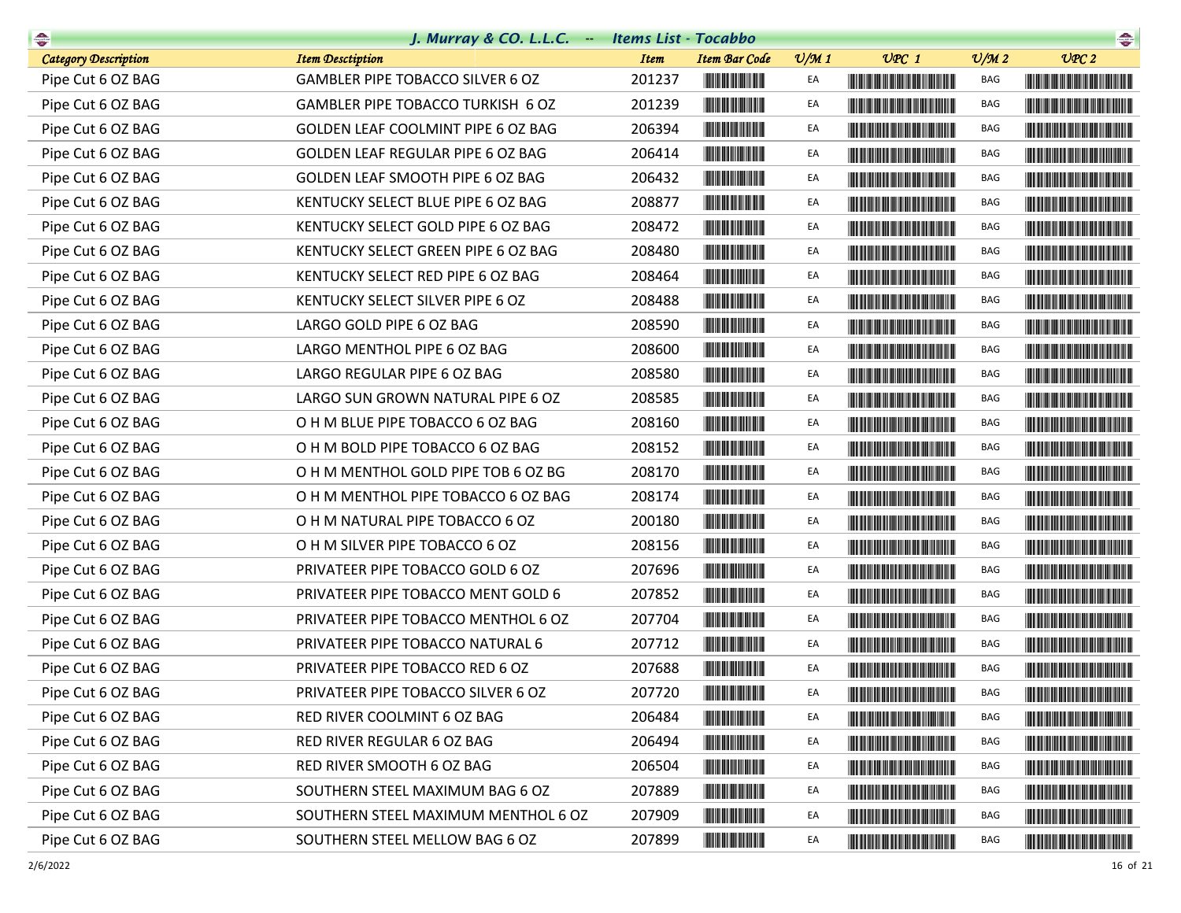# J. Murray & CO. L.L.C. -- Items List - Tocabbo

| Category Description | Item Desctiption | Item | Item Bar Code | U/M 1 | UPC 1 | U/M 2 | UPC 2 |
|---|---|---|---|---|---|---|---|
| Pipe Cut 6 OZ BAG | GAMBLER PIPE TOBACCO SILVER 6 OZ | 201237 | | EA | | BAG | |
| Pipe Cut 6 OZ BAG | GAMBLER PIPE TOBACCO TURKISH 6 OZ | 201239 | | EA | | BAG | |
| Pipe Cut 6 OZ BAG | GOLDEN LEAF COOLMINT PIPE 6 OZ BAG | 206394 | | EA | | BAG | |
| Pipe Cut 6 OZ BAG | GOLDEN LEAF REGULAR PIPE 6 OZ BAG | 206414 | | EA | | BAG | |
| Pipe Cut 6 OZ BAG | GOLDEN LEAF SMOOTH PIPE 6 OZ BAG | 206432 | | EA | | BAG | |
| Pipe Cut 6 OZ BAG | KENTUCKY SELECT BLUE PIPE 6 OZ BAG | 208877 | | EA | | BAG | |
| Pipe Cut 6 OZ BAG | KENTUCKY SELECT GOLD PIPE 6 OZ BAG | 208472 | | EA | | BAG | |
| Pipe Cut 6 OZ BAG | KENTUCKY SELECT GREEN PIPE 6 OZ BAG | 208480 | | EA | | BAG | |
| Pipe Cut 6 OZ BAG | KENTUCKY SELECT RED PIPE 6 OZ BAG | 208464 | | EA | | BAG | |
| Pipe Cut 6 OZ BAG | KENTUCKY SELECT SILVER PIPE 6 OZ | 208488 | | EA | | BAG | |
| Pipe Cut 6 OZ BAG | LARGO GOLD PIPE 6 OZ BAG | 208590 | | EA | | BAG | |
| Pipe Cut 6 OZ BAG | LARGO MENTHOL PIPE 6 OZ BAG | 208600 | | EA | | BAG | |
| Pipe Cut 6 OZ BAG | LARGO REGULAR PIPE 6 OZ BAG | 208580 | | EA | | BAG | |
| Pipe Cut 6 OZ BAG | LARGO SUN GROWN NATURAL PIPE 6 OZ | 208585 | | EA | | BAG | |
| Pipe Cut 6 OZ BAG | O H M BLUE PIPE TOBACCO 6 OZ BAG | 208160 | | EA | | BAG | |
| Pipe Cut 6 OZ BAG | O H M BOLD PIPE TOBACCO 6 OZ BAG | 208152 | | EA | | BAG | |
| Pipe Cut 6 OZ BAG | O H M MENTHOL GOLD PIPE TOB 6 OZ BG | 208170 | | EA | | BAG | |
| Pipe Cut 6 OZ BAG | O H M MENTHOL PIPE TOBACCO 6 OZ BAG | 208174 | | EA | | BAG | |
| Pipe Cut 6 OZ BAG | O H M NATURAL PIPE TOBACCO 6 OZ | 200180 | | EA | | BAG | |
| Pipe Cut 6 OZ BAG | O H M SILVER PIPE TOBACCO 6 OZ | 208156 | | EA | | BAG | |
| Pipe Cut 6 OZ BAG | PRIVATEER PIPE TOBACCO GOLD 6 OZ | 207696 | | EA | | BAG | |
| Pipe Cut 6 OZ BAG | PRIVATEER PIPE TOBACCO MENT GOLD 6 | 207852 | | EA | | BAG | |
| Pipe Cut 6 OZ BAG | PRIVATEER PIPE TOBACCO MENTHOL 6 OZ | 207704 | | EA | | BAG | |
| Pipe Cut 6 OZ BAG | PRIVATEER PIPE TOBACCO NATURAL 6 | 207712 | | EA | | BAG | |
| Pipe Cut 6 OZ BAG | PRIVATEER PIPE TOBACCO RED 6 OZ | 207688 | | EA | | BAG | |
| Pipe Cut 6 OZ BAG | PRIVATEER PIPE TOBACCO SILVER 6 OZ | 207720 | | EA | | BAG | |
| Pipe Cut 6 OZ BAG | RED RIVER COOLMINT 6 OZ BAG | 206484 | | EA | | BAG | |
| Pipe Cut 6 OZ BAG | RED RIVER REGULAR 6 OZ BAG | 206494 | | EA | | BAG | |
| Pipe Cut 6 OZ BAG | RED RIVER SMOOTH 6 OZ BAG | 206504 | | EA | | BAG | |
| Pipe Cut 6 OZ BAG | SOUTHERN STEEL MAXIMUM BAG 6 OZ | 207889 | | EA | | BAG | |
| Pipe Cut 6 OZ BAG | SOUTHERN STEEL MAXIMUM MENTHOL 6 OZ | 207909 | | EA | | BAG | |
| Pipe Cut 6 OZ BAG | SOUTHERN STEEL MELLOW BAG 6 OZ | 207899 | | EA | | BAG | |

2/6/2022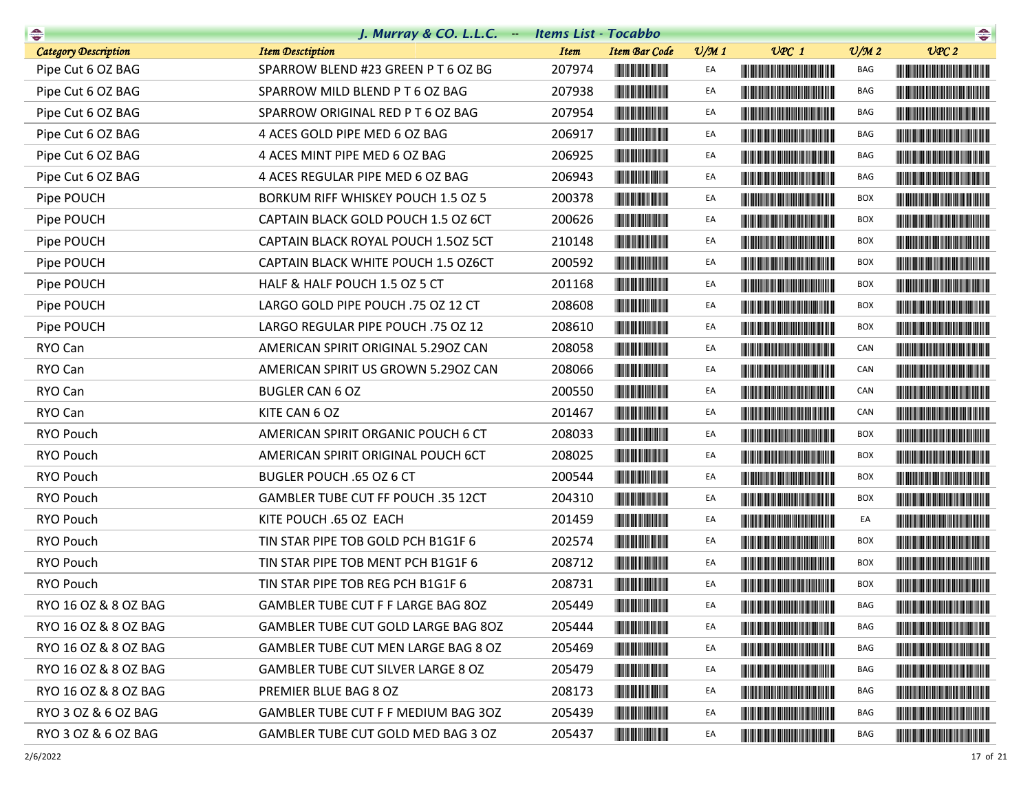| Category Description | Item Desctiption | Item | Item Bar Code | U/M 1 | UPC 1 | U/M 2 | UPC 2 |
|---|---|---|---|---|---|---|---|
| Pipe Cut 6 OZ BAG | SPARROW BLEND #23 GREEN P T 6 OZ BG | 207974 | | EA | | BAG | |
| Pipe Cut 6 OZ BAG | SPARROW MILD BLEND P T 6 OZ BAG | 207938 | | EA | | BAG | |
| Pipe Cut 6 OZ BAG | SPARROW ORIGINAL RED P T 6 OZ BAG | 207954 | | EA | | BAG | |
| Pipe Cut 6 OZ BAG | 4 ACES GOLD PIPE MED 6 OZ BAG | 206917 | | EA | | BAG | |
| Pipe Cut 6 OZ BAG | 4 ACES MINT PIPE MED 6 OZ BAG | 206925 | | EA | | BAG | |
| Pipe Cut 6 OZ BAG | 4 ACES REGULAR PIPE MED 6 OZ BAG | 206943 | | EA | | BAG | |
| Pipe POUCH | BORKUM RIFF WHISKEY POUCH 1.5 OZ 5 | 200378 | | EA | | BOX | |
| Pipe POUCH | CAPTAIN BLACK GOLD POUCH 1.5 OZ 6CT | 200626 | | EA | | BOX | |
| Pipe POUCH | CAPTAIN BLACK ROYAL POUCH 1.5OZ 5CT | 210148 | | EA | | BOX | |
| Pipe POUCH | CAPTAIN BLACK WHITE POUCH 1.5 OZ6CT | 200592 | | EA | | BOX | |
| Pipe POUCH | HALF & HALF POUCH 1.5 OZ 5 CT | 201168 | | EA | | BOX | |
| Pipe POUCH | LARGO GOLD PIPE POUCH .75 OZ 12 CT | 208608 | | EA | | BOX | |
| Pipe POUCH | LARGO REGULAR PIPE POUCH .75 OZ 12 | 208610 | | EA | | BOX | |
| RYO Can | AMERICAN SPIRIT ORIGINAL 5.29OZ CAN | 208058 | | EA | | CAN | |
| RYO Can | AMERICAN SPIRIT US GROWN 5.29OZ CAN | 208066 | | EA | | CAN | |
| RYO Can | BUGLER CAN 6 OZ | 200550 | | EA | | CAN | |
| RYO Can | KITE CAN 6 OZ | 201467 | | EA | | CAN | |
| RYO Pouch | AMERICAN SPIRIT ORGANIC POUCH 6 CT | 208033 | | EA | | BOX | |
| RYO Pouch | AMERICAN SPIRIT ORIGINAL POUCH 6CT | 208025 | | EA | | BOX | |
| RYO Pouch | BUGLER POUCH .65 OZ 6 CT | 200544 | | EA | | BOX | |
| RYO Pouch | GAMBLER TUBE CUT FF POUCH .35 12CT | 204310 | | EA | | BOX | |
| RYO Pouch | KITE POUCH .65 OZ EACH | 201459 | | EA | | EA | |
| RYO Pouch | TIN STAR PIPE TOB GOLD PCH B1G1F 6 | 202574 | | EA | | BOX | |
| RYO Pouch | TIN STAR PIPE TOB MENT PCH B1G1F 6 | 208712 | | EA | | BOX | |
| RYO Pouch | TIN STAR PIPE TOB REG PCH B1G1F 6 | 208731 | | EA | | BOX | |
| RYO 16 OZ & 8 OZ BAG | GAMBLER TUBE CUT F F LARGE BAG 8OZ | 205449 | | EA | | BAG | |
| RYO 16 OZ & 8 OZ BAG | GAMBLER TUBE CUT GOLD LARGE BAG 8OZ | 205444 | | EA | | BAG | |
| RYO 16 OZ & 8 OZ BAG | GAMBLER TUBE CUT MEN LARGE BAG 8 OZ | 205469 | | EA | | BAG | |
| RYO 16 OZ & 8 OZ BAG | GAMBLER TUBE CUT SILVER LARGE 8 OZ | 205479 | | EA | | BAG | |
| RYO 16 OZ & 8 OZ BAG | PREMIER BLUE BAG 8 OZ | 208173 | | EA | | BAG | |
| RYO 3 OZ & 6 OZ BAG | GAMBLER TUBE CUT F F MEDIUM BAG 3OZ | 205439 | | EA | | BAG | |
| RYO 3 OZ & 6 OZ BAG | GAMBLER TUBE CUT GOLD MED BAG 3 OZ | 205437 | | EA | | BAG | |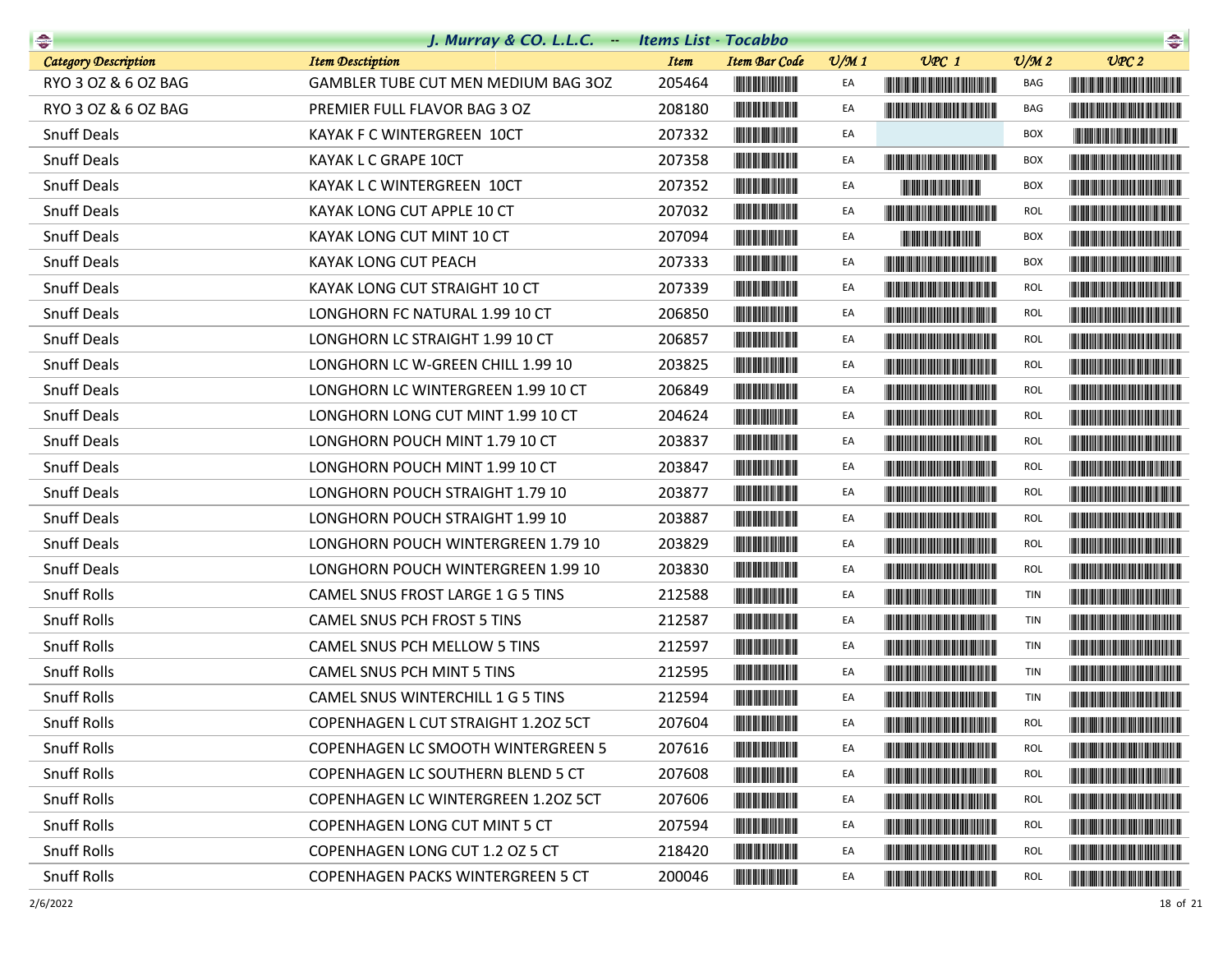| Category Description | Item Desctiption | Item | Item Bar Code | U/M 1 | UPC 1 | U/M 2 | UPC 2 |
|---|---|---|---|---|---|---|---|
| RYO 3 OZ & 6 OZ BAG | GAMBLER TUBE CUT MEN MEDIUM BAG 3OZ | 205464 | | EA | | BAG | |
| RYO 3 OZ & 6 OZ BAG | PREMIER FULL FLAVOR BAG 3 OZ | 208180 | | EA | | BAG | |
| Snuff Deals | KAYAK F C WINTERGREEN 10CT | 207332 | | EA | | BOX | |
| Snuff Deals | KAYAK L C GRAPE 10CT | 207358 | | EA | | BOX | |
| Snuff Deals | KAYAK L C WINTERGREEN 10CT | 207352 | | EA | | BOX | |
| Snuff Deals | KAYAK LONG CUT APPLE 10 CT | 207032 | | EA | | ROL | |
| Snuff Deals | KAYAK LONG CUT MINT 10 CT | 207094 | | EA | | BOX | |
| Snuff Deals | KAYAK LONG CUT PEACH | 207333 | | EA | | BOX | |
| Snuff Deals | KAYAK LONG CUT STRAIGHT 10 CT | 207339 | | EA | | ROL | |
| Snuff Deals | LONGHORN FC NATURAL 1.99 10 CT | 206850 | | EA | | ROL | |
| Snuff Deals | LONGHORN LC STRAIGHT 1.99 10 CT | 206857 | | EA | | ROL | |
| Snuff Deals | LONGHORN LC W-GREEN CHILL 1.99 10 | 203825 | | EA | | ROL | |
| Snuff Deals | LONGHORN LC WINTERGREEN 1.99 10 CT | 206849 | | EA | | ROL | |
| Snuff Deals | LONGHORN LONG CUT MINT 1.99 10 CT | 204624 | | EA | | ROL | |
| Snuff Deals | LONGHORN POUCH MINT 1.79 10 CT | 203837 | | EA | | ROL | |
| Snuff Deals | LONGHORN POUCH MINT 1.99 10 CT | 203847 | | EA | | ROL | |
| Snuff Deals | LONGHORN POUCH STRAIGHT 1.79 10 | 203877 | | EA | | ROL | |
| Snuff Deals | LONGHORN POUCH STRAIGHT 1.99 10 | 203887 | | EA | | ROL | |
| Snuff Deals | LONGHORN POUCH WINTERGREEN 1.79 10 | 203829 | | EA | | ROL | |
| Snuff Deals | LONGHORN POUCH WINTERGREEN 1.99 10 | 203830 | | EA | | ROL | |
| Snuff Rolls | CAMEL SNUS FROST LARGE 1 G 5 TINS | 212588 | | EA | | TIN | |
| Snuff Rolls | CAMEL SNUS PCH FROST 5 TINS | 212587 | | EA | | TIN | |
| Snuff Rolls | CAMEL SNUS PCH MELLOW 5 TINS | 212597 | | EA | | TIN | |
| Snuff Rolls | CAMEL SNUS PCH MINT 5 TINS | 212595 | | EA | | TIN | |
| Snuff Rolls | CAMEL SNUS WINTERCHILL 1 G 5 TINS | 212594 | | EA | | TIN | |
| Snuff Rolls | COPENHAGEN L CUT STRAIGHT 1.2OZ 5CT | 207604 | | EA | | ROL | |
| Snuff Rolls | COPENHAGEN LC SMOOTH WINTERGREEN 5 | 207616 | | EA | | ROL | |
| Snuff Rolls | COPENHAGEN LC SOUTHERN BLEND 5 CT | 207608 | | EA | | ROL | |
| Snuff Rolls | COPENHAGEN LC WINTERGREEN 1.2OZ 5CT | 207606 | | EA | | ROL | |
| Snuff Rolls | COPENHAGEN LONG CUT MINT 5 CT | 207594 | | EA | | ROL | |
| Snuff Rolls | COPENHAGEN LONG CUT 1.2 OZ 5 CT | 218420 | | EA | | ROL | |
| Snuff Rolls | COPENHAGEN PACKS WINTERGREEN 5 CT | 200046 | | EA | | ROL | |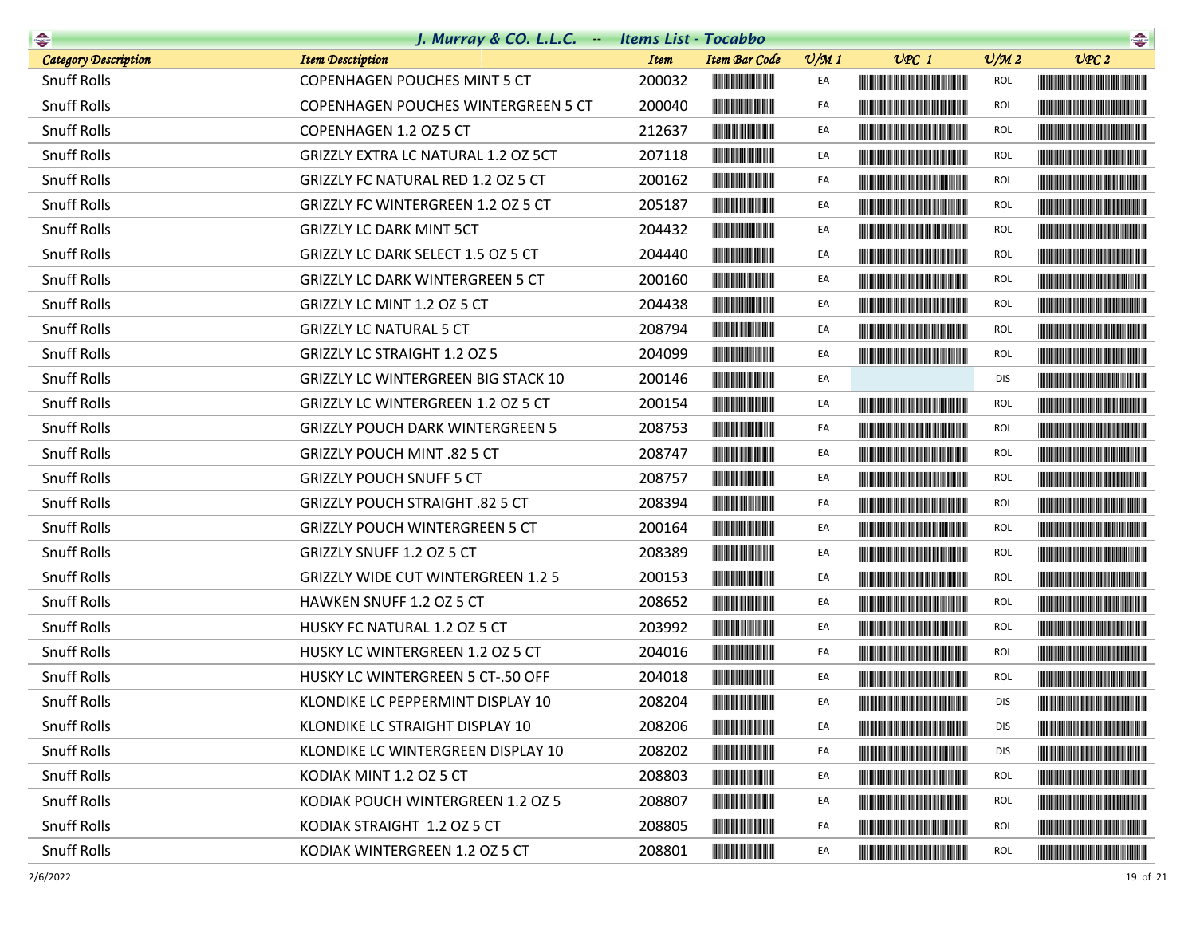## J. Murray & CO. L.L.C. -- Items List - Tocabbo

| Category Description | Item Desctiption | Item | Item Bar Code | U/M 1 | UPC 1 | U/M 2 | UPC 2 |
|---|---|---|---|---|---|---|---|
| Snuff Rolls | COPENHAGEN POUCHES MINT 5 CT | 200032 | | EA | | ROL | |
| Snuff Rolls | COPENHAGEN POUCHES WINTERGREEN 5 CT | 200040 | | EA | | ROL | |
| Snuff Rolls | COPENHAGEN 1.2 OZ 5 CT | 212637 | | EA | | ROL | |
| Snuff Rolls | GRIZZLY EXTRA LC NATURAL 1.2 OZ 5CT | 207118 | | EA | | ROL | |
| Snuff Rolls | GRIZZLY FC NATURAL RED 1.2 OZ 5 CT | 200162 | | EA | | ROL | |
| Snuff Rolls | GRIZZLY FC WINTERGREEN 1.2 OZ 5 CT | 205187 | | EA | | ROL | |
| Snuff Rolls | GRIZZLY LC DARK MINT 5CT | 204432 | | EA | | ROL | |
| Snuff Rolls | GRIZZLY LC DARK SELECT 1.5 OZ 5 CT | 204440 | | EA | | ROL | |
| Snuff Rolls | GRIZZLY LC DARK WINTERGREEN 5 CT | 200160 | | EA | | ROL | |
| Snuff Rolls | GRIZZLY LC MINT 1.2 OZ 5 CT | 204438 | | EA | | ROL | |
| Snuff Rolls | GRIZZLY LC NATURAL 5 CT | 208794 | | EA | | ROL | |
| Snuff Rolls | GRIZZLY LC STRAIGHT 1.2 OZ 5 | 204099 | | EA | | ROL | |
| Snuff Rolls | GRIZZLY LC WINTERGREEN BIG STACK 10 | 200146 | | EA | | DIS | |
| Snuff Rolls | GRIZZLY LC WINTERGREEN 1.2 OZ 5 CT | 200154 | | EA | | ROL | |
| Snuff Rolls | GRIZZLY POUCH DARK WINTERGREEN 5 | 208753 | | EA | | ROL | |
| Snuff Rolls | GRIZZLY POUCH MINT .82 5 CT | 208747 | | EA | | ROL | |
| Snuff Rolls | GRIZZLY POUCH SNUFF 5 CT | 208757 | | EA | | ROL | |
| Snuff Rolls | GRIZZLY POUCH STRAIGHT .82 5 CT | 208394 | | EA | | ROL | |
| Snuff Rolls | GRIZZLY POUCH WINTERGREEN 5 CT | 200164 | | EA | | ROL | |
| Snuff Rolls | GRIZZLY SNUFF 1.2 OZ 5 CT | 208389 | | EA | | ROL | |
| Snuff Rolls | GRIZZLY WIDE CUT WINTERGREEN 1.2 5 | 200153 | | EA | | ROL | |
| Snuff Rolls | HAWKEN SNUFF 1.2 OZ 5 CT | 208652 | | EA | | ROL | |
| Snuff Rolls | HUSKY FC NATURAL 1.2 OZ 5 CT | 203992 | | EA | | ROL | |
| Snuff Rolls | HUSKY LC WINTERGREEN 1.2 OZ 5 CT | 204016 | | EA | | ROL | |
| Snuff Rolls | HUSKY LC WINTERGREEN 5 CT-.50 OFF | 204018 | | EA | | ROL | |
| Snuff Rolls | KLONDIKE LC PEPPERMINT DISPLAY 10 | 208204 | | EA | | DIS | |
| Snuff Rolls | KLONDIKE LC STRAIGHT DISPLAY 10 | 208206 | | EA | | DIS | |
| Snuff Rolls | KLONDIKE LC WINTERGREEN DISPLAY 10 | 208202 | | EA | | DIS | |
| Snuff Rolls | KODIAK MINT 1.2 OZ 5 CT | 208803 | | EA | | ROL | |
| Snuff Rolls | KODIAK POUCH WINTERGREEN 1.2 OZ 5 | 208807 | | EA | | ROL | |
| Snuff Rolls | KODIAK STRAIGHT 1.2 OZ 5 CT | 208805 | | EA | | ROL | |
| Snuff Rolls | KODIAK WINTERGREEN 1.2 OZ 5 CT | 208801 | | EA | | ROL | |

2/6/2022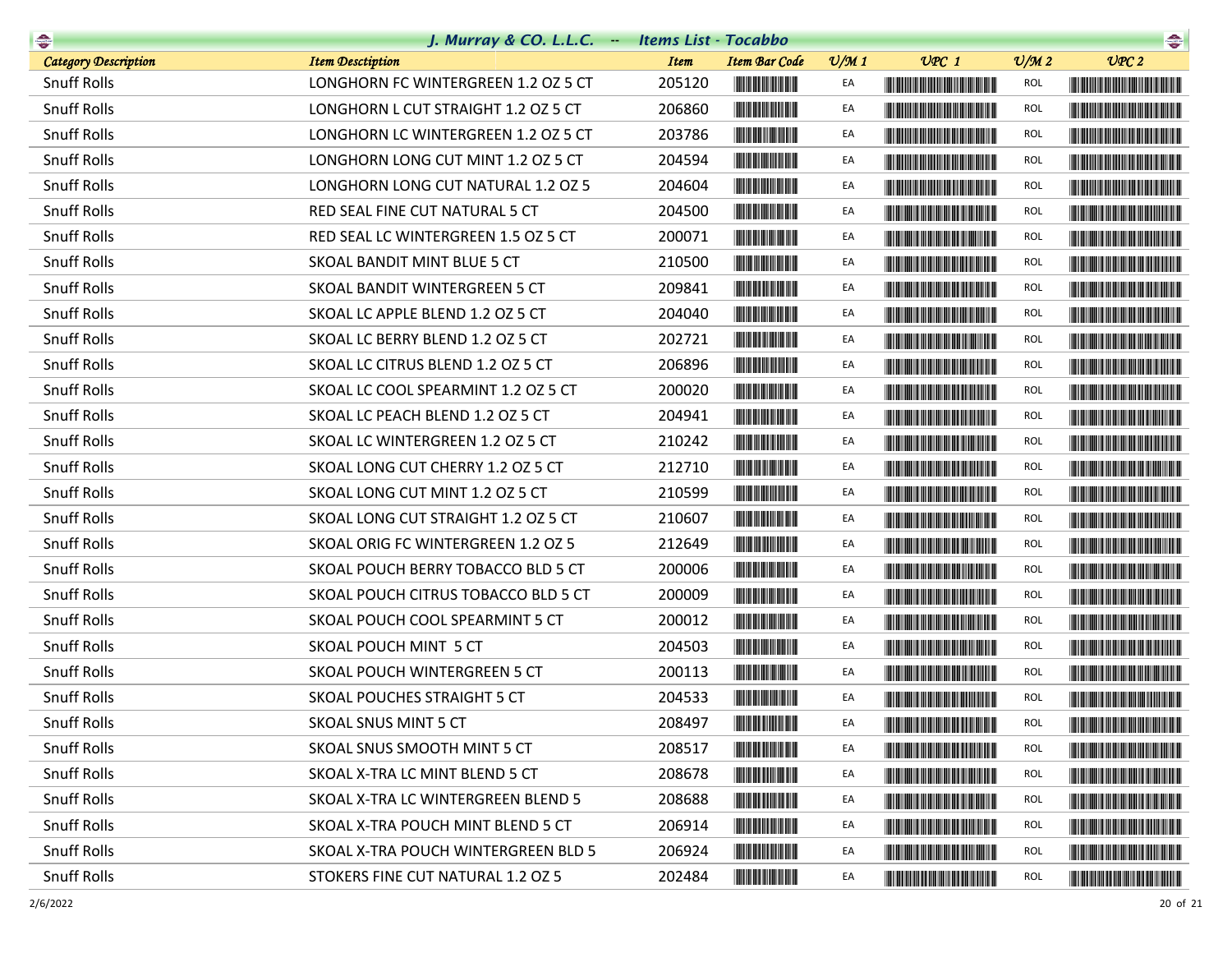# J. Murray & CO. L.L.C. -- Items List - Tocabbo

| Category Description | Item Desctiption | Item | Item Bar Code | U/M 1 | UPC 1 | U/M 2 | UPC 2 |
|---|---|---|---|---|---|---|---|
| Snuff Rolls | LONGHORN FC WINTERGREEN 1.2 OZ 5 CT | 205120 | | EA | | ROL | |
| Snuff Rolls | LONGHORN L CUT STRAIGHT 1.2 OZ 5 CT | 206860 | | EA | | ROL | |
| Snuff Rolls | LONGHORN LC WINTERGREEN 1.2 OZ 5 CT | 203786 | | EA | | ROL | |
| Snuff Rolls | LONGHORN LONG CUT MINT 1.2 OZ 5 CT | 204594 | | EA | | ROL | |
| Snuff Rolls | LONGHORN LONG CUT NATURAL 1.2 OZ 5 | 204604 | | EA | | ROL | |
| Snuff Rolls | RED SEAL FINE CUT NATURAL 5 CT | 204500 | | EA | | ROL | |
| Snuff Rolls | RED SEAL LC WINTERGREEN 1.5 OZ 5 CT | 200071 | | EA | | ROL | |
| Snuff Rolls | SKOAL BANDIT MINT BLUE 5 CT | 210500 | | EA | | ROL | |
| Snuff Rolls | SKOAL BANDIT WINTERGREEN 5 CT | 209841 | | EA | | ROL | |
| Snuff Rolls | SKOAL LC APPLE BLEND 1.2 OZ 5 CT | 204040 | | EA | | ROL | |
| Snuff Rolls | SKOAL LC BERRY BLEND 1.2 OZ 5 CT | 202721 | | EA | | ROL | |
| Snuff Rolls | SKOAL LC CITRUS BLEND 1.2 OZ 5 CT | 206896 | | EA | | ROL | |
| Snuff Rolls | SKOAL LC COOL SPEARMINT 1.2 OZ 5 CT | 200020 | | EA | | ROL | |
| Snuff Rolls | SKOAL LC PEACH BLEND 1.2 OZ 5 CT | 204941 | | EA | | ROL | |
| Snuff Rolls | SKOAL LC WINTERGREEN 1.2 OZ 5 CT | 210242 | | EA | | ROL | |
| Snuff Rolls | SKOAL LONG CUT CHERRY 1.2 OZ 5 CT | 212710 | | EA | | ROL | |
| Snuff Rolls | SKOAL LONG CUT MINT 1.2 OZ 5 CT | 210599 | | EA | | ROL | |
| Snuff Rolls | SKOAL LONG CUT STRAIGHT 1.2 OZ 5 CT | 210607 | | EA | | ROL | |
| Snuff Rolls | SKOAL ORIG FC WINTERGREEN 1.2 OZ 5 | 212649 | | EA | | ROL | |
| Snuff Rolls | SKOAL POUCH BERRY TOBACCO BLD 5 CT | 200006 | | EA | | ROL | |
| Snuff Rolls | SKOAL POUCH CITRUS TOBACCO BLD 5 CT | 200009 | | EA | | ROL | |
| Snuff Rolls | SKOAL POUCH COOL SPEARMINT 5 CT | 200012 | | EA | | ROL | |
| Snuff Rolls | SKOAL POUCH MINT 5 CT | 204503 | | EA | | ROL | |
| Snuff Rolls | SKOAL POUCH WINTERGREEN 5 CT | 200113 | | EA | | ROL | |
| Snuff Rolls | SKOAL POUCHES STRAIGHT 5 CT | 204533 | | EA | | ROL | |
| Snuff Rolls | SKOAL SNUS MINT 5 CT | 208497 | | EA | | ROL | |
| Snuff Rolls | SKOAL SNUS SMOOTH MINT 5 CT | 208517 | | EA | | ROL | |
| Snuff Rolls | SKOAL X-TRA LC MINT BLEND 5 CT | 208678 | | EA | | ROL | |
| Snuff Rolls | SKOAL X-TRA LC WINTERGREEN BLEND 5 | 208688 | | EA | | ROL | |
| Snuff Rolls | SKOAL X-TRA POUCH MINT BLEND 5 CT | 206914 | | EA | | ROL | |
| Snuff Rolls | SKOAL X-TRA POUCH WINTERGREEN BLD 5 | 206924 | | EA | | ROL | |
| Snuff Rolls | STOKERS FINE CUT NATURAL 1.2 OZ 5 | 202484 | | EA | | ROL | |

2/6/2022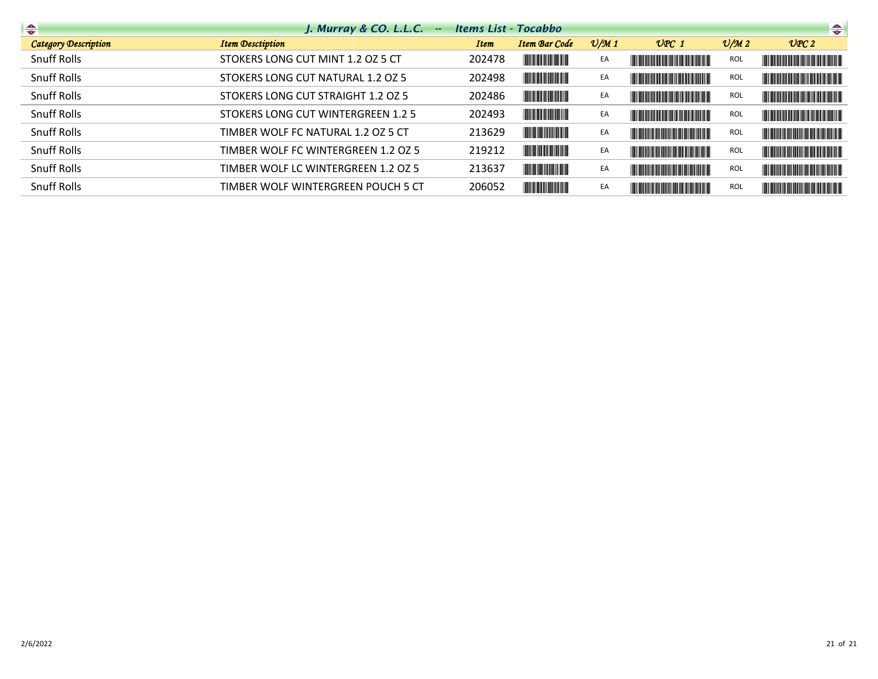## J. Murray & CO. L.L.C. -- Items List - Tocabbo

| Category Description | Item Desctiption | Item | Item Bar Code | U/M 1 | UPC 1 | U/M 2 | UPC 2 |
|---|---|---|---|---|---|---|---|
| Snuff Rolls | STOKERS LONG CUT MINT 1.2 OZ 5 CT | 202478 | | EA | | ROL | |
| Snuff Rolls | STOKERS LONG CUT NATURAL 1.2 OZ 5 | 202498 | | EA | | ROL | |
| Snuff Rolls | STOKERS LONG CUT STRAIGHT 1.2 OZ 5 | 202486 | | EA | | ROL | |
| Snuff Rolls | STOKERS LONG CUT WINTERGREEN 1.2 5 | 202493 | | EA | | ROL | |
| Snuff Rolls | TIMBER WOLF FC NATURAL 1.2 OZ 5 CT | 213629 | | EA | | ROL | |
| Snuff Rolls | TIMBER WOLF FC WINTERGREEN 1.2 OZ 5 | 219212 | | EA | | ROL | |
| Snuff Rolls | TIMBER WOLF LC WINTERGREEN 1.2 OZ 5 | 213637 | | EA | | ROL | |
| Snuff Rolls | TIMBER WOLF WINTERGREEN POUCH 5 CT | 206052 | | EA | | ROL | |

2/6/2022